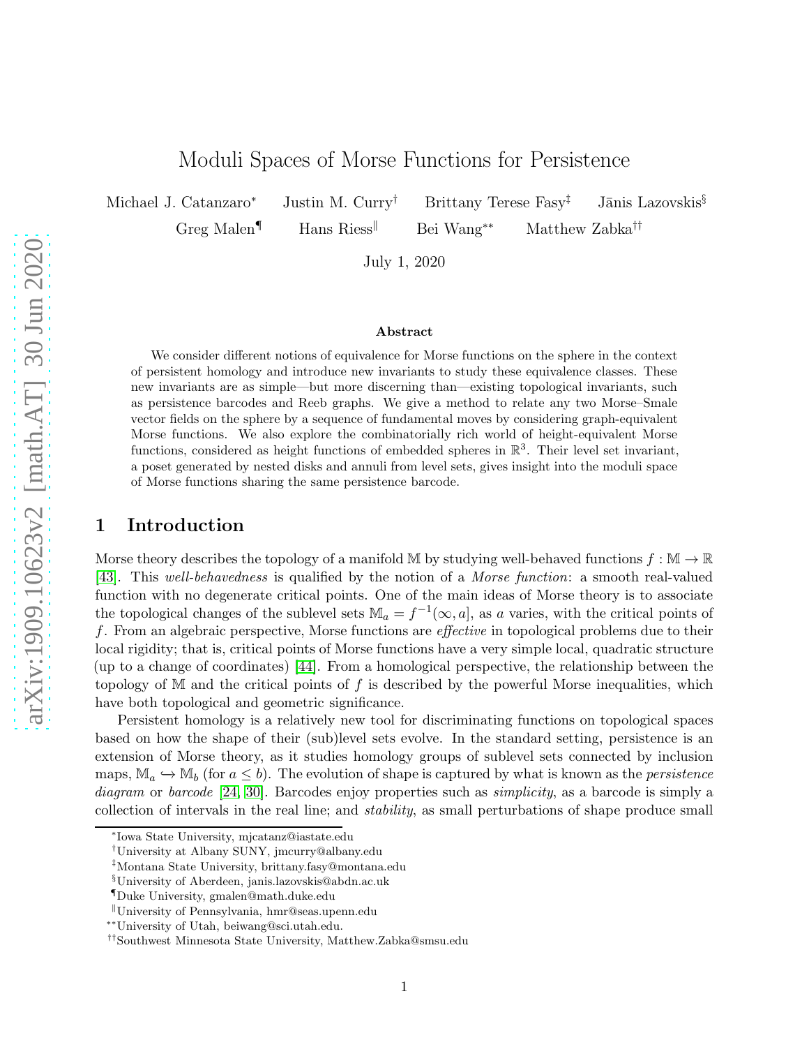# Moduli Spaces of Morse Functions for Persistence

Michael J. Catanzaro[*] Justin M. Curry[†] Brittany Terese Fasy[‡] Jānis Lazovskis[§] Greg Malen[¶] Hans Riess[‖] Bei Wang[**] Matthew Zabka[††]

July 1, 2020

**Abstract**

We consider different notions of equivalence for Morse functions on the sphere in the context of persistent homology and introduce new invariants to study these equivalence classes. These new invariants are as simple—but more discerning than—existing topological invariants, such as persistence barcodes and Reeb graphs. We give a method to relate any two Morse–Smale vector fields on the sphere by a sequence of fundamental moves by considering graph-equivalent Morse functions. We also explore the combinatorially rich world of height-equivalent Morse functions, considered as height functions of embedded spheres in $\mathbb{R}^3$. Their level set invariant, a poset generated by nested disks and annuli from level sets, gives insight into the moduli space of Morse functions sharing the same persistence barcode.

## 1 Introduction

Morse theory describes the topology of a manifold $\mathbb{M}$ by studying well-behaved functions $f : \mathbb{M} \to \mathbb{R}$ [43]. This *well-behavedness* is qualified by the notion of a *Morse function*: a smooth real-valued function with no degenerate critical points. One of the main ideas of Morse theory is to associate the topological changes of the sublevel sets $\mathbb{M}_a = f^{-1}(\infty, a]$, as $a$ varies, with the critical points of $f$. From an algebraic perspective, Morse functions are *effective* in topological problems due to their local rigidity; that is, critical points of Morse functions have a very simple local, quadratic structure (up to a change of coordinates) [44]. From a homological perspective, the relationship between the topology of $\mathbb{M}$ and the critical points of $f$ is described by the powerful Morse inequalities, which have both topological and geometric significance.

Persistent homology is a relatively new tool for discriminating functions on topological spaces based on how the shape of their (sub)level sets evolve. In the standard setting, persistence is an extension of Morse theory, as it studies homology groups of sublevel sets connected by inclusion maps, $\mathbb{M}_a \hookrightarrow \mathbb{M}_b$ (for $a \leq b$). The evolution of shape is captured by what is known as the *persistence diagram* or *barcode* [24, 30]. Barcodes enjoy properties such as *simplicity*, as a barcode is simply a collection of intervals in the real line; and *stability*, as small perturbations of shape produce small

---

[*] Iowa State University, mjcatanz@iastate.edu

[†] University at Albany SUNY, jmcurry@albany.edu

[‡] Montana State University, brittany.fasy@montana.edu

[§] University of Aberdeen, janis.lazovskis@abdn.ac.uk

[¶] Duke University, gmalen@math.duke.edu

[‖] University of Pennsylvania, hmr@seas.upenn.edu

[**] University of Utah, beiwang@sci.utah.edu.

[††] Southwest Minnesota State University, Matthew.Zabka@smsu.edu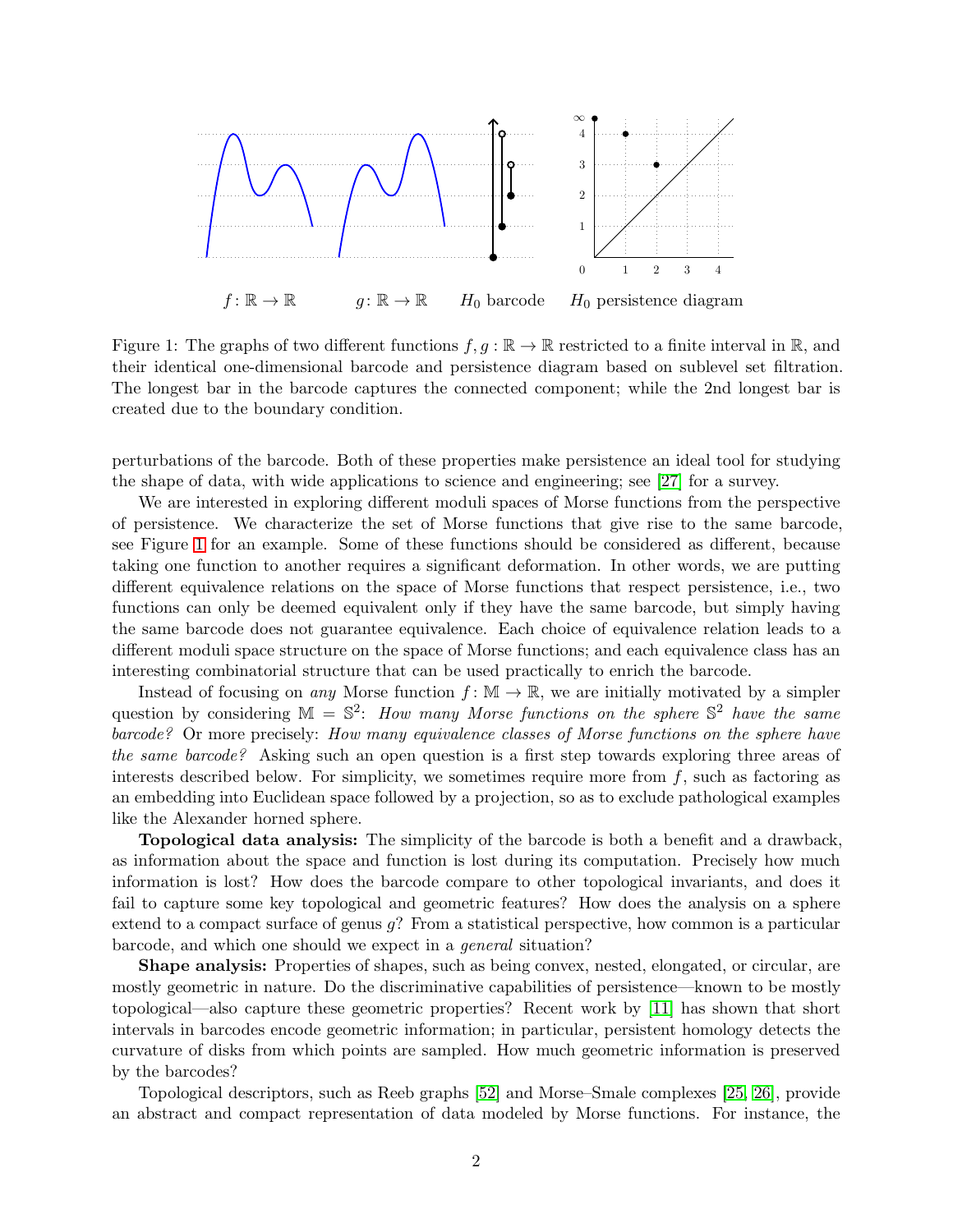$f: \mathbb{R} \to \mathbb{R}$ $g: \mathbb{R} \to \mathbb{R}$ $H_0$ barcode $H_0$ persistence diagram

Figure 1: The graphs of two different functions $f, g: \mathbb{R} \to \mathbb{R}$ restricted to a finite interval in $\mathbb{R}$, and their identical one-dimensional barcode and persistence diagram based on sublevel set filtration. The longest bar in the barcode captures the connected component; while the 2nd longest bar is created due to the boundary condition.

perturbations of the barcode. Both of these properties make persistence an ideal tool for studying the shape of data, with wide applications to science and engineering; see [27] for a survey.

We are interested in exploring different moduli spaces of Morse functions from the perspective of persistence. We characterize the set of Morse functions that give rise to the same barcode, see Figure 1 for an example. Some of these functions should be considered as different, because taking one function to another requires a significant deformation. In other words, we are putting different equivalence relations on the space of Morse functions that respect persistence, i.e., two functions can only be deemed equivalent only if they have the same barcode, but simply having the same barcode does not guarantee equivalence. Each choice of equivalence relation leads to a different moduli space structure on the space of Morse functions; and each equivalence class has an interesting combinatorial structure that can be used practically to enrich the barcode.

Instead of focusing on *any* Morse function $f: \mathbb{M} \to \mathbb{R}$, we are initially motivated by a simpler question by considering $\mathbb{M} = \mathbb{S}^2$: *How many Morse functions on the sphere* $\mathbb{S}^2$ *have the same barcode?* Or more precisely: *How many equivalence classes of Morse functions on the sphere have the same barcode?* Asking such an open question is a first step towards exploring three areas of interests described below. For simplicity, we sometimes require more from $f$, such as factoring as an embedding into Euclidean space followed by a projection, so as to exclude pathological examples like the Alexander horned sphere.

**Topological data analysis:** The simplicity of the barcode is both a benefit and a drawback, as information about the space and function is lost during its computation. Precisely how much information is lost? How does the barcode compare to other topological invariants, and does it fail to capture some key topological and geometric features? How does the analysis on a sphere extend to a compact surface of genus $g$? From a statistical perspective, how common is a particular barcode, and which one should we expect in a *general* situation?

**Shape analysis:** Properties of shapes, such as being convex, nested, elongated, or circular, are mostly geometric in nature. Do the discriminative capabilities of persistence—known to be mostly topological—also capture these geometric properties? Recent work by [11] has shown that short intervals in barcodes encode geometric information; in particular, persistent homology detects the curvature of disks from which points are sampled. How much geometric information is preserved by the barcodes?

Topological descriptors, such as Reeb graphs [52] and Morse–Smale complexes [25, 26], provide an abstract and compact representation of data modeled by Morse functions. For instance, the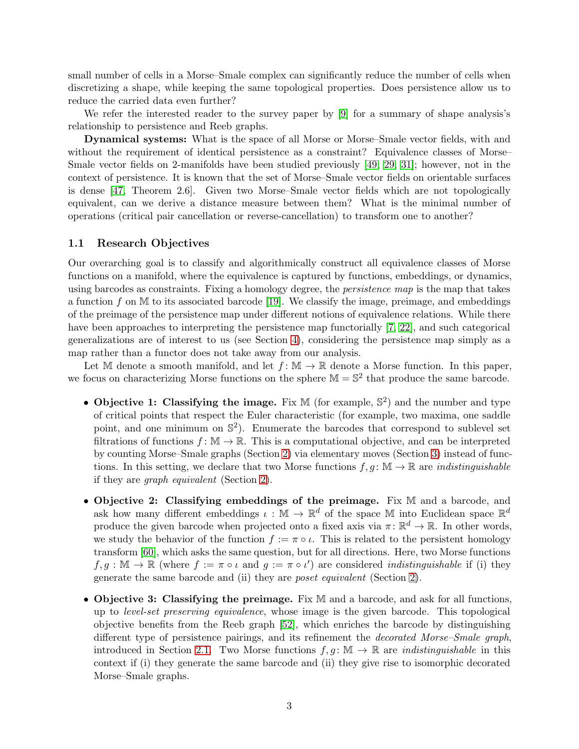small number of cells in a Morse–Smale complex can significantly reduce the number of cells when discretizing a shape, while keeping the same topological properties. Does persistence allow us to reduce the carried data even further?

We refer the interested reader to the survey paper by [9] for a summary of shape analysis's relationship to persistence and Reeb graphs.

**Dynamical systems:** What is the space of all Morse or Morse–Smale vector fields, with and without the requirement of identical persistence as a constraint? Equivalence classes of Morse–Smale vector fields on 2-manifolds have been studied previously [49, 29, 31]; however, not in the context of persistence. It is known that the set of Morse–Smale vector fields on orientable surfaces is dense [47, Theorem 2.6]. Given two Morse–Smale vector fields which are not topologically equivalent, can we derive a distance measure between them? What is the minimal number of operations (critical pair cancellation or reverse-cancellation) to transform one to another?

## 1.1 Research Objectives

Our overarching goal is to classify and algorithmically construct all equivalence classes of Morse functions on a manifold, where the equivalence is captured by functions, embeddings, or dynamics, using barcodes as constraints. Fixing a homology degree, the *persistence map* is the map that takes a function $f$ on $\mathbb{M}$ to its associated barcode [19]. We classify the image, preimage, and embeddings of the preimage of the persistence map under different notions of equivalence relations. While there have been approaches to interpreting the persistence map functorially [7, 22], and such categorical generalizations are of interest to us (see Section 4), considering the persistence map simply as a map rather than a functor does not take away from our analysis.

Let $\mathbb{M}$ denote a smooth manifold, and let $f\colon \mathbb{M} \to \mathbb{R}$ denote a Morse function. In this paper, we focus on characterizing Morse functions on the sphere $\mathbb{M} = \mathbb{S}^2$ that produce the same barcode.

- **Objective 1: Classifying the image.** Fix $\mathbb{M}$ (for example, $\mathbb{S}^2$) and the number and type of critical points that respect the Euler characteristic (for example, two maxima, one saddle point, and one minimum on $\mathbb{S}^2$). Enumerate the barcodes that correspond to sublevel set filtrations of functions $f\colon \mathbb{M} \to \mathbb{R}$. This is a computational objective, and can be interpreted by counting Morse–Smale graphs (Section 2) via elementary moves (Section 3) instead of functions. In this setting, we declare that two Morse functions $f, g\colon \mathbb{M} \to \mathbb{R}$ are *indistinguishable* if they are *graph equivalent* (Section 2).

- **Objective 2: Classifying embeddings of the preimage.** Fix $\mathbb{M}$ and a barcode, and ask how many different embeddings $\iota : \mathbb{M} \to \mathbb{R}^d$ of the space $\mathbb{M}$ into Euclidean space $\mathbb{R}^d$ produce the given barcode when projected onto a fixed axis via $\pi\colon \mathbb{R}^d \to \mathbb{R}$. In other words, we study the behavior of the function $f := \pi \circ \iota$. This is related to the persistent homology transform [60], which asks the same question, but for all directions. Here, two Morse functions $f, g : \mathbb{M} \to \mathbb{R}$ (where $f := \pi \circ \iota$ and $g := \pi \circ \iota'$) are considered *indistinguishable* if (i) they generate the same barcode and (ii) they are *poset equivalent* (Section 2).

- **Objective 3: Classifying the preimage.** Fix $\mathbb{M}$ and a barcode, and ask for all functions, up to *level-set preserving equivalence*, whose image is the given barcode. This topological objective benefits from the Reeb graph [52], which enriches the barcode by distinguishing different type of persistence pairings, and its refinement the *decorated Morse–Smale graph*, introduced in Section 2.1. Two Morse functions $f, g\colon \mathbb{M} \to \mathbb{R}$ are *indistinguishable* in this context if (i) they generate the same barcode and (ii) they give rise to isomorphic decorated Morse–Smale graphs.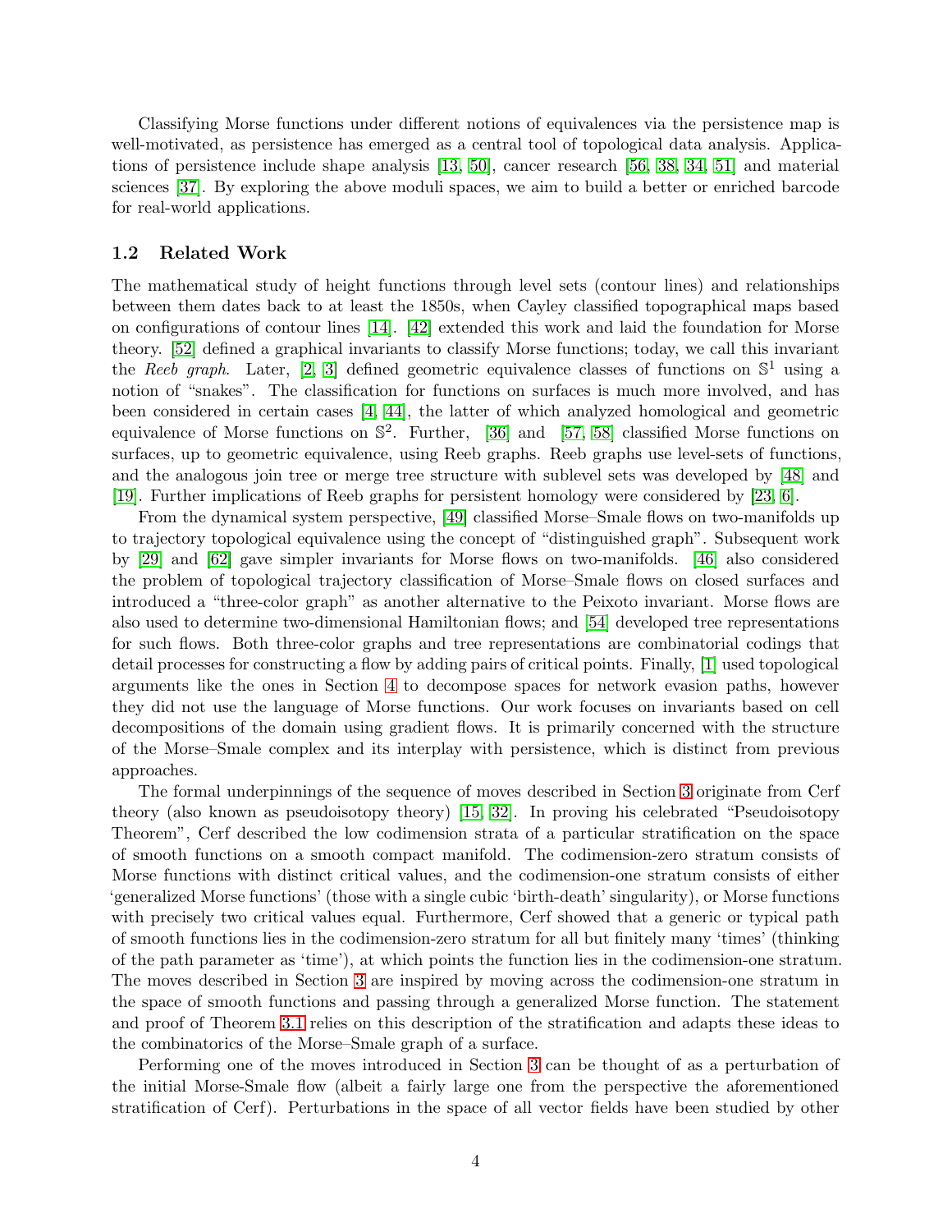Classifying Morse functions under different notions of equivalences via the persistence map is well-motivated, as persistence has emerged as a central tool of topological data analysis. Applications of persistence include shape analysis [13, 50], cancer research [56, 38, 34, 51] and material sciences [37]. By exploring the above moduli spaces, we aim to build a better or enriched barcode for real-world applications.

### 1.2 Related Work

The mathematical study of height functions through level sets (contour lines) and relationships between them dates back to at least the 1850s, when Cayley classified topographical maps based on configurations of contour lines [14]. [42] extended this work and laid the foundation for Morse theory. [52] defined a graphical invariants to classify Morse functions; today, we call this invariant the *Reeb graph*. Later, [2, 3] defined geometric equivalence classes of functions on $\mathbb{S}^1$ using a notion of "snakes". The classification for functions on surfaces is much more involved, and has been considered in certain cases [4, 44], the latter of which analyzed homological and geometric equivalence of Morse functions on $\mathbb{S}^2$. Further, [36] and [57, 58] classified Morse functions on surfaces, up to geometric equivalence, using Reeb graphs. Reeb graphs use level-sets of functions, and the analogous join tree or merge tree structure with sublevel sets was developed by [48] and [19]. Further implications of Reeb graphs for persistent homology were considered by [23, 6].

From the dynamical system perspective, [49] classified Morse–Smale flows on two-manifolds up to trajectory topological equivalence using the concept of "distinguished graph". Subsequent work by [29] and [62] gave simpler invariants for Morse flows on two-manifolds. [46] also considered the problem of topological trajectory classification of Morse–Smale flows on closed surfaces and introduced a "three-color graph" as another alternative to the Peixoto invariant. Morse flows are also used to determine two-dimensional Hamiltonian flows; and [54] developed tree representations for such flows. Both three-color graphs and tree representations are combinatorial codings that detail processes for constructing a flow by adding pairs of critical points. Finally, [1] used topological arguments like the ones in Section 4 to decompose spaces for network evasion paths, however they did not use the language of Morse functions. Our work focuses on invariants based on cell decompositions of the domain using gradient flows. It is primarily concerned with the structure of the Morse–Smale complex and its interplay with persistence, which is distinct from previous approaches.

The formal underpinnings of the sequence of moves described in Section 3 originate from Cerf theory (also known as pseudoisotopy theory) [15, 32]. In proving his celebrated "Pseudoisotopy Theorem", Cerf described the low codimension strata of a particular stratification on the space of smooth functions on a smooth compact manifold. The codimension-zero stratum consists of Morse functions with distinct critical values, and the codimension-one stratum consists of either 'generalized Morse functions' (those with a single cubic 'birth-death' singularity), or Morse functions with precisely two critical values equal. Furthermore, Cerf showed that a generic or typical path of smooth functions lies in the codimension-zero stratum for all but finitely many 'times' (thinking of the path parameter as 'time'), at which points the function lies in the codimension-one stratum. The moves described in Section 3 are inspired by moving across the codimension-one stratum in the space of smooth functions and passing through a generalized Morse function. The statement and proof of Theorem 3.1 relies on this description of the stratification and adapts these ideas to the combinatorics of the Morse–Smale graph of a surface.

Performing one of the moves introduced in Section 3 can be thought of as a perturbation of the initial Morse-Smale flow (albeit a fairly large one from the perspective the aforementioned stratification of Cerf). Perturbations in the space of all vector fields have been studied by other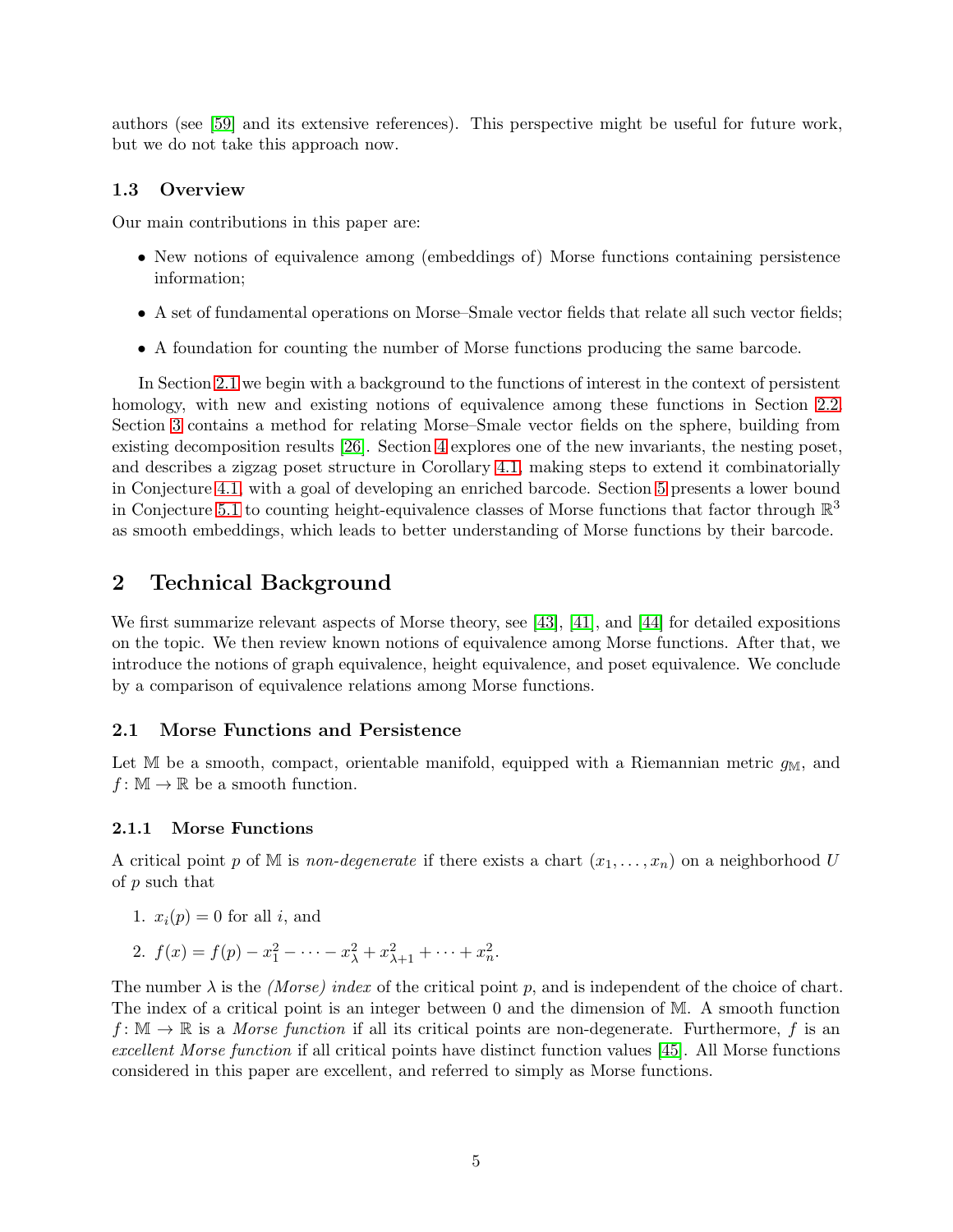authors (see [59] and its extensive references). This perspective might be useful for future work, but we do not take this approach now.

### 1.3 Overview

Our main contributions in this paper are:

- New notions of equivalence among (embeddings of) Morse functions containing persistence information;
- A set of fundamental operations on Morse–Smale vector fields that relate all such vector fields;
- A foundation for counting the number of Morse functions producing the same barcode.

In Section 2.1 we begin with a background to the functions of interest in the context of persistent homology, with new and existing notions of equivalence among these functions in Section 2.2. Section 3 contains a method for relating Morse–Smale vector fields on the sphere, building from existing decomposition results [26]. Section 4 explores one of the new invariants, the nesting poset, and describes a zigzag poset structure in Corollary 4.1, making steps to extend it combinatorially in Conjecture 4.1, with a goal of developing an enriched barcode. Section 5 presents a lower bound in Conjecture 5.1 to counting height-equivalence classes of Morse functions that factor through $\mathbb{R}^3$ as smooth embeddings, which leads to better understanding of Morse functions by their barcode.

## 2 Technical Background

We first summarize relevant aspects of Morse theory, see [43], [41], and [44] for detailed expositions on the topic. We then review known notions of equivalence among Morse functions. After that, we introduce the notions of graph equivalence, height equivalence, and poset equivalence. We conclude by a comparison of equivalence relations among Morse functions.

### 2.1 Morse Functions and Persistence

Let $\mathbb{M}$ be a smooth, compact, orientable manifold, equipped with a Riemannian metric $g_{\mathbb{M}}$, and $f\colon \mathbb{M} \to \mathbb{R}$ be a smooth function.

#### 2.1.1 Morse Functions

A critical point $p$ of $\mathbb{M}$ is *non-degenerate* if there exists a chart $(x_1, \ldots, x_n)$ on a neighborhood $U$ of $p$ such that

1. $x_i(p) = 0$ for all $i$, and
2. $f(x) = f(p) - x_1^2 - \cdots - x_\lambda^2 + x_{\lambda+1}^2 + \cdots + x_n^2$.

The number $\lambda$ is the *(Morse) index* of the critical point $p$, and is independent of the choice of chart. The index of a critical point is an integer between 0 and the dimension of $\mathbb{M}$. A smooth function $f\colon \mathbb{M} \to \mathbb{R}$ is a *Morse function* if all its critical points are non-degenerate. Furthermore, $f$ is an *excellent Morse function* if all critical points have distinct function values [45]. All Morse functions considered in this paper are excellent, and referred to simply as Morse functions.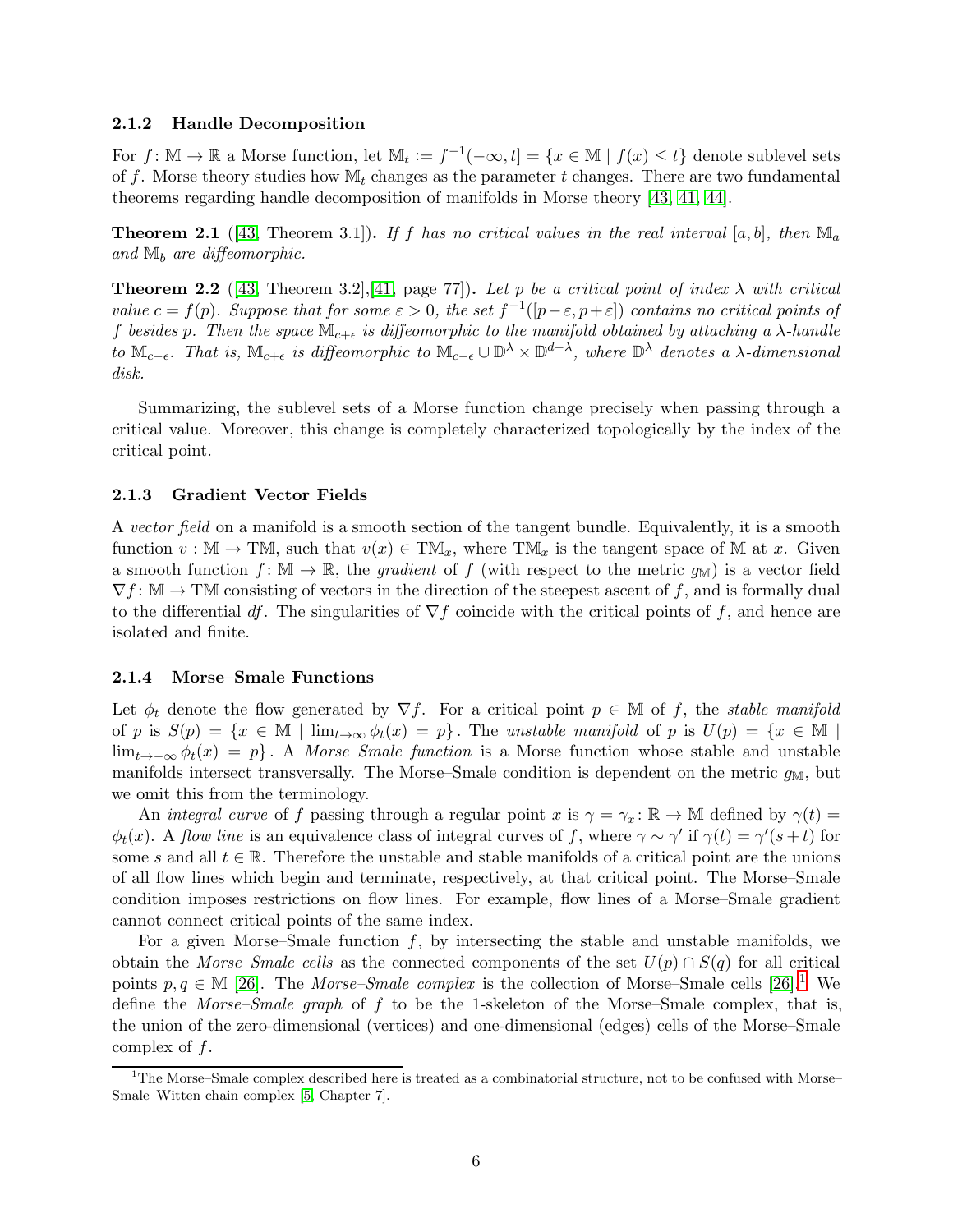### 2.1.2 Handle Decomposition

For $f\colon \mathbb{M} \to \mathbb{R}$ a Morse function, let $\mathbb{M}_t := f^{-1}(-\infty, t] = \{x \in \mathbb{M} \mid f(x) \leq t\}$ denote sublevel sets of $f$. Morse theory studies how $\mathbb{M}_t$ changes as the parameter $t$ changes. There are two fundamental theorems regarding handle decomposition of manifolds in Morse theory [43, 41, 44].

**Theorem 2.1** ([43, Theorem 3.1])**.** *If $f$ has no critical values in the real interval $[a, b]$, then $\mathbb{M}_a$ and $\mathbb{M}_b$ are diffeomorphic.*

**Theorem 2.2** ([43, Theorem 3.2],[41, page 77])**.** *Let $p$ be a critical point of index $\lambda$ with critical value $c = f(p)$. Suppose that for some $\varepsilon > 0$, the set $f^{-1}([p-\varepsilon, p+\varepsilon])$ contains no critical points of $f$ besides $p$. Then the space $\mathbb{M}_{c+\epsilon}$ is diffeomorphic to the manifold obtained by attaching a $\lambda$-handle to $\mathbb{M}_{c-\epsilon}$. That is, $\mathbb{M}_{c+\epsilon}$ is diffeomorphic to $\mathbb{M}_{c-\epsilon} \cup \mathbb{D}^{\lambda} \times \mathbb{D}^{d-\lambda}$, where $\mathbb{D}^{\lambda}$ denotes a $\lambda$-dimensional disk.*

Summarizing, the sublevel sets of a Morse function change precisely when passing through a critical value. Moreover, this change is completely characterized topologically by the index of the critical point.

### 2.1.3 Gradient Vector Fields

A *vector field* on a manifold is a smooth section of the tangent bundle. Equivalently, it is a smooth function $v : \mathbb{M} \to \mathrm{T}\mathbb{M}$, such that $v(x) \in \mathrm{T}\mathbb{M}_x$, where $\mathrm{T}\mathbb{M}_x$ is the tangent space of $\mathbb{M}$ at $x$. Given a smooth function $f\colon \mathbb{M} \to \mathbb{R}$, the *gradient* of $f$ (with respect to the metric $g_{\mathbb{M}}$) is a vector field $\nabla f\colon \mathbb{M} \to \mathrm{T}\mathbb{M}$ consisting of vectors in the direction of the steepest ascent of $f$, and is formally dual to the differential $df$. The singularities of $\nabla f$ coincide with the critical points of $f$, and hence are isolated and finite.

### 2.1.4 Morse–Smale Functions

Let $\phi_t$ denote the flow generated by $\nabla f$. For a critical point $p \in \mathbb{M}$ of $f$, the *stable manifold* of $p$ is $S(p) = \{x \in \mathbb{M} \mid \lim_{t\to\infty} \phi_t(x) = p\}$. The *unstable manifold* of $p$ is $U(p) = \{x \in \mathbb{M} \mid \lim_{t\to-\infty} \phi_t(x) = p\}$. A *Morse–Smale function* is a Morse function whose stable and unstable manifolds intersect transversally. The Morse–Smale condition is dependent on the metric $g_{\mathbb{M}}$, but we omit this from the terminology.

An *integral curve* of $f$ passing through a regular point $x$ is $\gamma = \gamma_x\colon \mathbb{R} \to \mathbb{M}$ defined by $\gamma(t) = \phi_t(x)$. A *flow line* is an equivalence class of integral curves of $f$, where $\gamma \sim \gamma'$ if $\gamma(t) = \gamma'(s+t)$ for some $s$ and all $t \in \mathbb{R}$. Therefore the unstable and stable manifolds of a critical point are the unions of all flow lines which begin and terminate, respectively, at that critical point. The Morse–Smale condition imposes restrictions on flow lines. For example, flow lines of a Morse–Smale gradient cannot connect critical points of the same index.

For a given Morse–Smale function $f$, by intersecting the stable and unstable manifolds, we obtain the *Morse–Smale cells* as the connected components of the set $U(p) \cap S(q)$ for all critical points $p, q \in \mathbb{M}$ [26]. The *Morse–Smale complex* is the collection of Morse–Smale cells [26].[1] We define the *Morse–Smale graph* of $f$ to be the 1-skeleton of the Morse–Smale complex, that is, the union of the zero-dimensional (vertices) and one-dimensional (edges) cells of the Morse–Smale complex of $f$.

[1] The Morse–Smale complex described here is treated as a combinatorial structure, not to be confused with Morse–Smale–Witten chain complex [5, Chapter 7].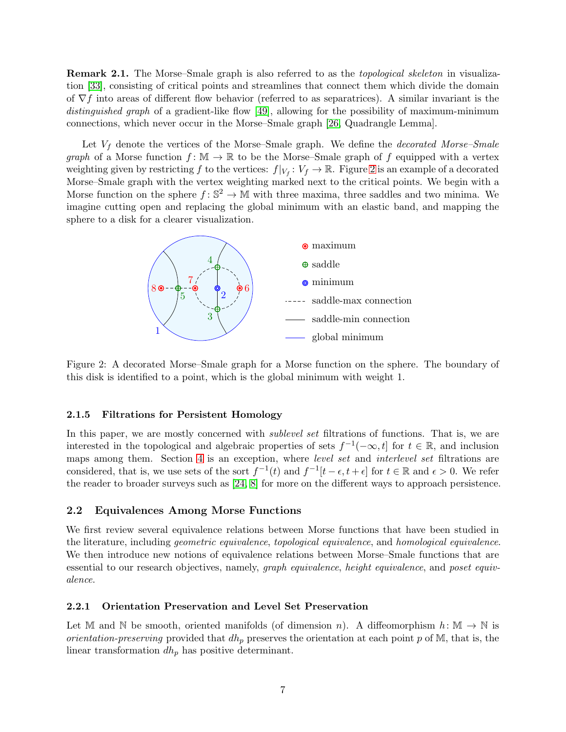**Remark 2.1.** The Morse–Smale graph is also referred to as the *topological skeleton* in visualization [33], consisting of critical points and streamlines that connect them which divide the domain of $\nabla f$ into areas of different flow behavior (referred to as separatrices). A similar invariant is the *distinguished graph* of a gradient-like flow [49], allowing for the possibility of maximum-minimum connections, which never occur in the Morse–Smale graph [26, Quadrangle Lemma].

Let $V_f$ denote the vertices of the Morse–Smale graph. We define the *decorated Morse–Smale graph* of a Morse function $f \colon \mathbb{M} \to \mathbb{R}$ to be the Morse–Smale graph of $f$ equipped with a vertex weighting given by restricting $f$ to the vertices: $f|_{V_f} \colon V_f \to \mathbb{R}$. Figure 2 is an example of a decorated Morse–Smale graph with the vertex weighting marked next to the critical points. We begin with a Morse function on the sphere $f \colon \mathbb{S}^2 \to \mathbb{M}$ with three maxima, three saddles and two minima. We imagine cutting open and replacing the global minimum with an elastic band, and mapping the sphere to a disk for a clearer visualization.

Figure 2: A decorated Morse–Smale graph for a Morse function on the sphere. The boundary of this disk is identified to a point, which is the global minimum with weight 1.

### 2.1.5 Filtrations for Persistent Homology

In this paper, we are mostly concerned with *sublevel set* filtrations of functions. That is, we are interested in the topological and algebraic properties of sets $f^{-1}(-\infty, t]$ for $t \in \mathbb{R}$, and inclusion maps among them. Section 4 is an exception, where *level set* and *interlevel set* filtrations are considered, that is, we use sets of the sort $f^{-1}(t)$ and $f^{-1}[t - \epsilon, t + \epsilon]$ for $t \in \mathbb{R}$ and $\epsilon > 0$. We refer the reader to broader surveys such as [24, 8] for more on the different ways to approach persistence.

## 2.2 Equivalences Among Morse Functions

We first review several equivalence relations between Morse functions that have been studied in the literature, including *geometric equivalence*, *topological equivalence*, and *homological equivalence*. We then introduce new notions of equivalence relations between Morse–Smale functions that are essential to our research objectives, namely, *graph equivalence*, *height equivalence*, and *poset equivalence*.

### 2.2.1 Orientation Preservation and Level Set Preservation

Let $\mathbb{M}$ and $\mathbb{N}$ be smooth, oriented manifolds (of dimension $n$). A diffeomorphism $h \colon \mathbb{M} \to \mathbb{N}$ is *orientation-preserving* provided that $dh_p$ preserves the orientation at each point $p$ of $\mathbb{M}$, that is, the linear transformation $dh_p$ has positive determinant.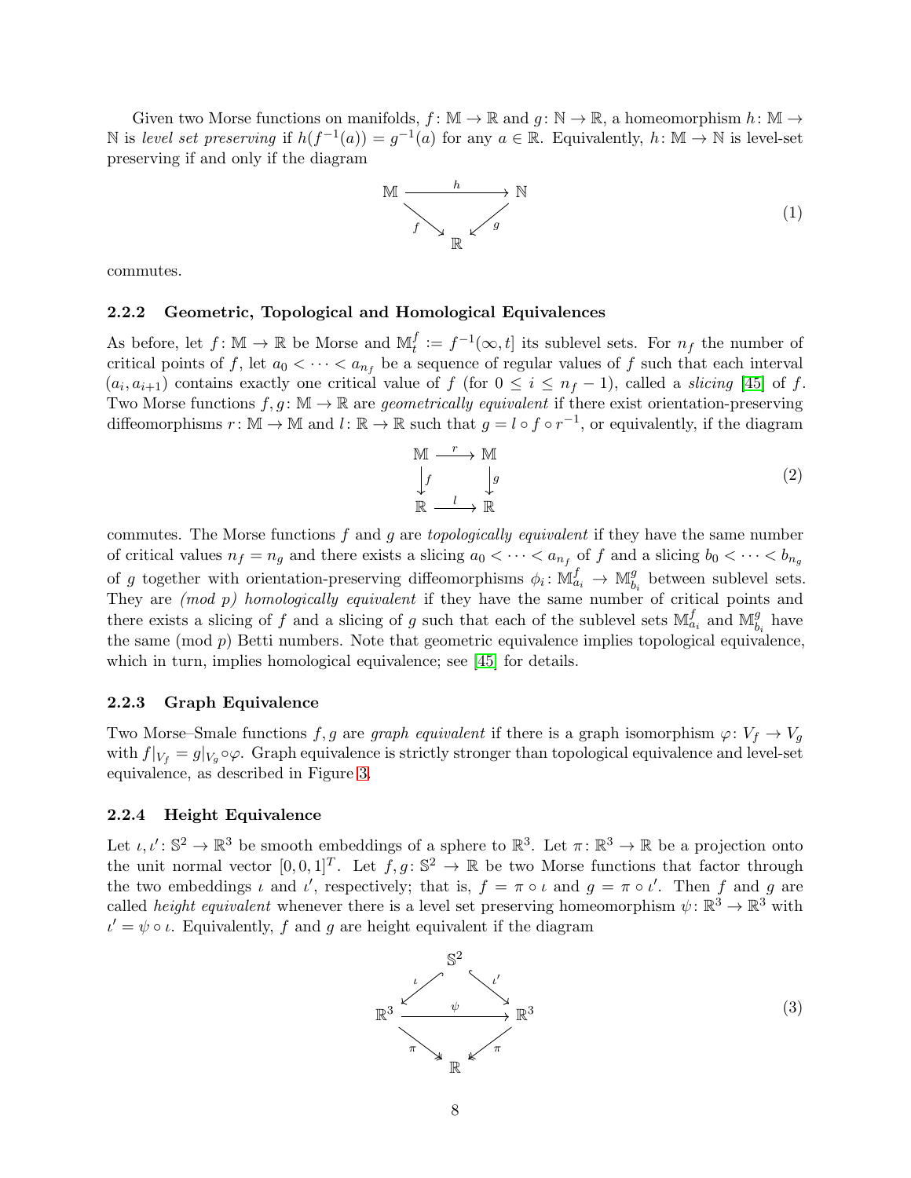Given two Morse functions on manifolds, $f\colon \mathbb{M} \to \mathbb{R}$ and $g\colon \mathbb{N} \to \mathbb{R}$, a homeomorphism $h\colon \mathbb{M} \to \mathbb{N}$ is *level set preserving* if $h(f^{-1}(a)) = g^{-1}(a)$ for any $a \in \mathbb{R}$. Equivalently, $h\colon \mathbb{M} \to \mathbb{N}$ is level-set preserving if and only if the diagram

$$\begin{array}{ccc} \mathbb{M} & \xrightarrow{h} & \mathbb{N} \\ & {}_{f}\searrow \quad \swarrow_{g} & \\ & \mathbb{R} & \end{array} \tag{1}$$

commutes.

### 2.2.2 Geometric, Topological and Homological Equivalences

As before, let $f\colon \mathbb{M} \to \mathbb{R}$ be Morse and $\mathbb{M}_t^f := f^{-1}(\infty, t]$ its sublevel sets. For $n_f$ the number of critical points of $f$, let $a_0 < \cdots < a_{n_f}$ be a sequence of regular values of $f$ such that each interval $(a_i, a_{i+1})$ contains exactly one critical value of $f$ (for $0 \le i \le n_f - 1$), called a *slicing* [45] of $f$. Two Morse functions $f, g\colon \mathbb{M} \to \mathbb{R}$ are *geometrically equivalent* if there exist orientation-preserving diffeomorphisms $r\colon \mathbb{M} \to \mathbb{M}$ and $l\colon \mathbb{R} \to \mathbb{R}$ such that $g = l \circ f \circ r^{-1}$, or equivalently, if the diagram

$$\begin{array}{ccc} \mathbb{M} & \xrightarrow{r} & \mathbb{M} \\ \downarrow{f} & & \downarrow{g} \\ \mathbb{R} & \xrightarrow{l} & \mathbb{R} \end{array} \tag{2}$$

commutes. The Morse functions $f$ and $g$ are *topologically equivalent* if they have the same number of critical values $n_f = n_g$ and there exists a slicing $a_0 < \cdots < a_{n_f}$ of $f$ and a slicing $b_0 < \cdots < b_{n_g}$ of $g$ together with orientation-preserving diffeomorphisms $\phi_i\colon \mathbb{M}_{a_i}^f \to \mathbb{M}_{b_i}^g$ between sublevel sets. They are *(mod p) homologically equivalent* if they have the same number of critical points and there exists a slicing of $f$ and a slicing of $g$ such that each of the sublevel sets $\mathbb{M}_{a_i}^f$ and $\mathbb{M}_{b_i}^g$ have the same (mod $p$) Betti numbers. Note that geometric equivalence implies topological equivalence, which in turn, implies homological equivalence; see [45] for details.

### 2.2.3 Graph Equivalence

Two Morse–Smale functions $f, g$ are *graph equivalent* if there is a graph isomorphism $\varphi\colon V_f \to V_g$ with $f|_{V_f} = g|_{V_g} \circ \varphi$. Graph equivalence is strictly stronger than topological equivalence and level-set equivalence, as described in Figure 3.

### 2.2.4 Height Equivalence

Let $\iota, \iota'\colon \mathbb{S}^2 \to \mathbb{R}^3$ be smooth embeddings of a sphere to $\mathbb{R}^3$. Let $\pi\colon \mathbb{R}^3 \to \mathbb{R}$ be a projection onto the unit normal vector $[0, 0, 1]^T$. Let $f, g\colon \mathbb{S}^2 \to \mathbb{R}$ be two Morse functions that factor through the two embeddings $\iota$ and $\iota'$, respectively; that is, $f = \pi \circ \iota$ and $g = \pi \circ \iota'$. Then $f$ and $g$ are called *height equivalent* whenever there is a level set preserving homeomorphism $\psi\colon \mathbb{R}^3 \to \mathbb{R}^3$ with $\iota' = \psi \circ \iota$. Equivalently, $f$ and $g$ are height equivalent if the diagram

$$\begin{array}{ccc} & \mathbb{S}^2 & \\ & {}^{\iota}\swarrow \quad \searrow^{\iota'} & \\ \mathbb{R}^3 & \xrightarrow{\psi} & \mathbb{R}^3 \\ & {}_{\pi}\searrow \quad \swarrow_{\pi} & \\ & \mathbb{R} & \end{array} \tag{3}$$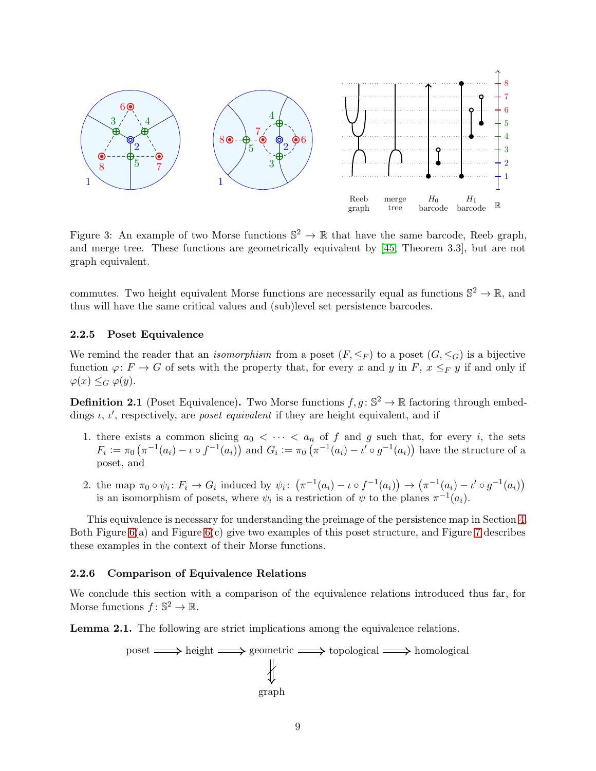Figure 3: An example of two Morse functions $\mathbb{S}^2 \to \mathbb{R}$ that have the same barcode, Reeb graph, and merge tree. These functions are geometrically equivalent by [45, Theorem 3.3], but are not graph equivalent.

commutes. Two height equivalent Morse functions are necessarily equal as functions $\mathbb{S}^2 \to \mathbb{R}$, and thus will have the same critical values and (sub)level set persistence barcodes.

#### 2.2.5 Poset Equivalence

We remind the reader that an *isomorphism* from a poset $(F, \leq_F)$ to a poset $(G, \leq_G)$ is a bijective function $\varphi\colon F \to G$ of sets with the property that, for every $x$ and $y$ in $F$, $x \leq_F y$ if and only if $\varphi(x) \leq_G \varphi(y)$.

**Definition 2.1** (Poset Equivalence)**.** Two Morse functions $f, g\colon \mathbb{S}^2 \to \mathbb{R}$ factoring through embeddings $\iota$, $\iota'$, respectively, are *poset equivalent* if they are height equivalent, and if

1. there exists a common slicing $a_0 < \cdots < a_n$ of $f$ and $g$ such that, for every $i$, the sets $F_i := \pi_0\left(\pi^{-1}(a_i) - \iota \circ f^{-1}(a_i)\right)$ and $G_i := \pi_0\left(\pi^{-1}(a_i) - \iota' \circ g^{-1}(a_i)\right)$ have the structure of a poset, and
2. the map $\pi_0 \circ \psi_i\colon F_i \to G_i$ induced by $\psi_i\colon \left(\pi^{-1}(a_i) - \iota \circ f^{-1}(a_i)\right) \to \left(\pi^{-1}(a_i) - \iota' \circ g^{-1}(a_i)\right)$ is an isomorphism of posets, where $\psi_i$ is a restriction of $\psi$ to the planes $\pi^{-1}(a_i)$.

This equivalence is necessary for understanding the preimage of the persistence map in Section 4. Both Figure 6(a) and Figure 6(c) give two examples of this poset structure, and Figure 7 describes these examples in the context of their Morse functions.

#### 2.2.6 Comparison of Equivalence Relations

We conclude this section with a comparison of the equivalence relations introduced thus far, for Morse functions $f\colon \mathbb{S}^2 \to \mathbb{R}$.

**Lemma 2.1.** The following are strict implications among the equivalence relations.

$$\text{poset} \Longrightarrow \text{height} \Longrightarrow \text{geometric} \Longrightarrow \text{topological} \Longrightarrow \text{homological}$$

$$\text{geometric} \;\not\Downarrow\; \text{graph}$$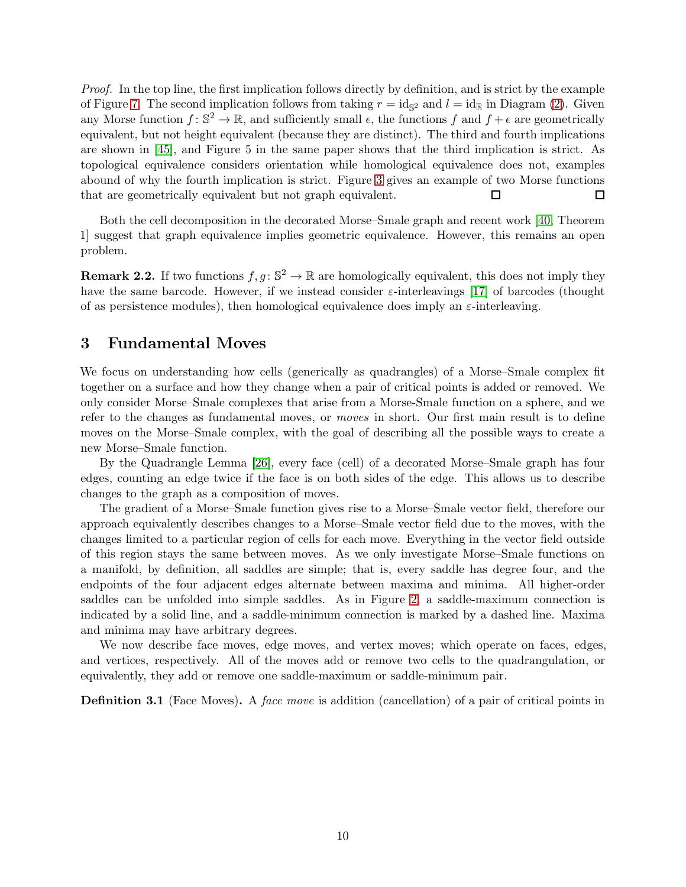*Proof.* In the top line, the first implication follows directly by definition, and is strict by the example of Figure 7. The second implication follows from taking $r = \mathrm{id}_{\mathbb{S}^2}$ and $l = \mathrm{id}_{\mathbb{R}}$ in Diagram (2). Given any Morse function $f\colon \mathbb{S}^2 \to \mathbb{R}$, and sufficiently small $\epsilon$, the functions $f$ and $f + \epsilon$ are geometrically equivalent, but not height equivalent (because they are distinct). The third and fourth implications are shown in [45], and Figure 5 in the same paper shows that the third implication is strict. As topological equivalence considers orientation while homological equivalence does not, examples abound of why the fourth implication is strict. Figure 3 gives an example of two Morse functions that are geometrically equivalent but not graph equivalent. □ □

Both the cell decomposition in the decorated Morse–Smale graph and recent work [40, Theorem 1] suggest that graph equivalence implies geometric equivalence. However, this remains an open problem.

**Remark 2.2.** If two functions $f, g\colon \mathbb{S}^2 \to \mathbb{R}$ are homologically equivalent, this does not imply they have the same barcode. However, if we instead consider $\varepsilon$-interleavings [17] of barcodes (thought of as persistence modules), then homological equivalence does imply an $\varepsilon$-interleaving.

## 3 Fundamental Moves

We focus on understanding how cells (generically as quadrangles) of a Morse–Smale complex fit together on a surface and how they change when a pair of critical points is added or removed. We only consider Morse–Smale complexes that arise from a Morse-Smale function on a sphere, and we refer to the changes as fundamental moves, or *moves* in short. Our first main result is to define moves on the Morse–Smale complex, with the goal of describing all the possible ways to create a new Morse–Smale function.

By the Quadrangle Lemma [26], every face (cell) of a decorated Morse–Smale graph has four edges, counting an edge twice if the face is on both sides of the edge. This allows us to describe changes to the graph as a composition of moves.

The gradient of a Morse–Smale function gives rise to a Morse–Smale vector field, therefore our approach equivalently describes changes to a Morse–Smale vector field due to the moves, with the changes limited to a particular region of cells for each move. Everything in the vector field outside of this region stays the same between moves. As we only investigate Morse–Smale functions on a manifold, by definition, all saddles are simple; that is, every saddle has degree four, and the endpoints of the four adjacent edges alternate between maxima and minima. All higher-order saddles can be unfolded into simple saddles. As in Figure 2, a saddle-maximum connection is indicated by a solid line, and a saddle-minimum connection is marked by a dashed line. Maxima and minima may have arbitrary degrees.

We now describe face moves, edge moves, and vertex moves; which operate on faces, edges, and vertices, respectively. All of the moves add or remove two cells to the quadrangulation, or equivalently, they add or remove one saddle-maximum or saddle-minimum pair.

**Definition 3.1** (Face Moves)**.** A *face move* is addition (cancellation) of a pair of critical points in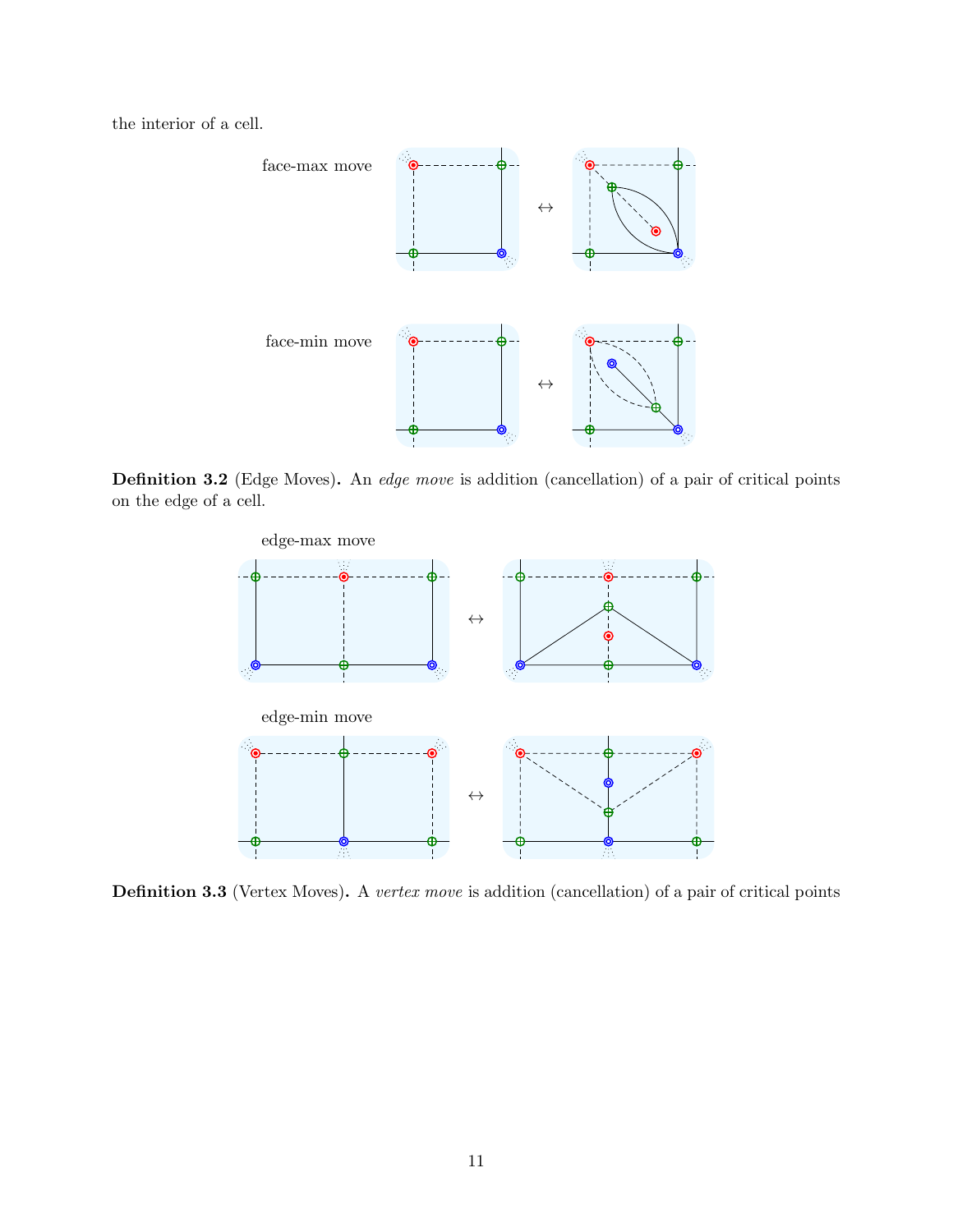the interior of a cell.

face-max move

face-min move

**Definition 3.2** (Edge Moves)**.** An *edge move* is addition (cancellation) of a pair of critical points on the edge of a cell.

edge-max move

edge-min move

**Definition 3.3** (Vertex Moves)**.** A *vertex move* is addition (cancellation) of a pair of critical points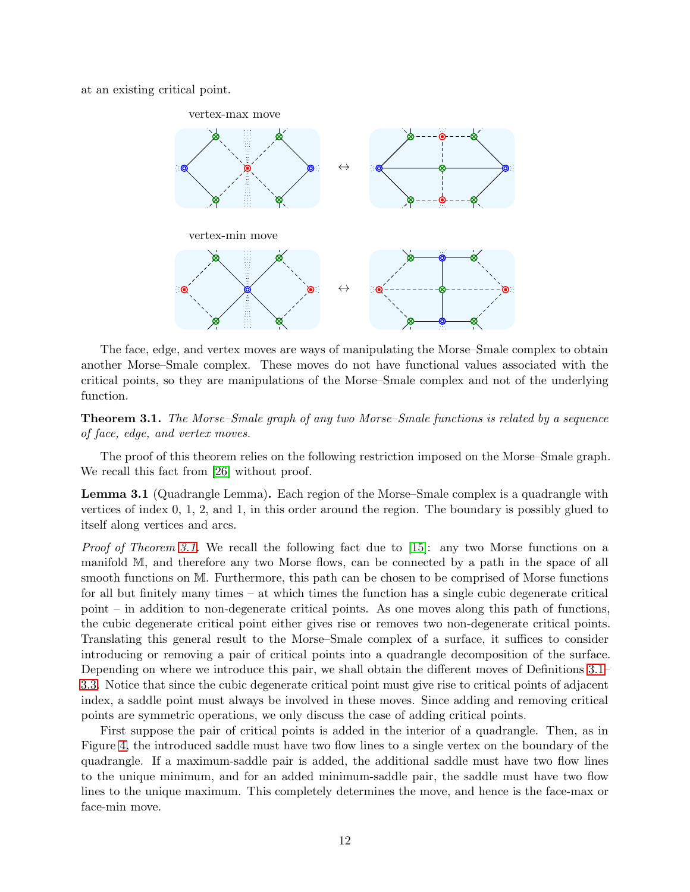at an existing critical point.

vertex-max move

vertex-min move

The face, edge, and vertex moves are ways of manipulating the Morse–Smale complex to obtain another Morse–Smale complex. These moves do not have functional values associated with the critical points, so they are manipulations of the Morse–Smale complex and not of the underlying function.

**Theorem 3.1.** *The Morse–Smale graph of any two Morse–Smale functions is related by a sequence of face, edge, and vertex moves.*

The proof of this theorem relies on the following restriction imposed on the Morse–Smale graph. We recall this fact from [26] without proof.

**Lemma 3.1** (Quadrangle Lemma)**.** Each region of the Morse–Smale complex is a quadrangle with vertices of index 0, 1, 2, and 1, in this order around the region. The boundary is possibly glued to itself along vertices and arcs.

*Proof of Theorem 3.1.* We recall the following fact due to [15]: any two Morse functions on a manifold $\mathbb{M}$, and therefore any two Morse flows, can be connected by a path in the space of all smooth functions on $\mathbb{M}$. Furthermore, this path can be chosen to be comprised of Morse functions for all but finitely many times – at which times the function has a single cubic degenerate critical point – in addition to non-degenerate critical points. As one moves along this path of functions, the cubic degenerate critical point either gives rise or removes two non-degenerate critical points. Translating this general result to the Morse–Smale complex of a surface, it suffices to consider introducing or removing a pair of critical points into a quadrangle decomposition of the surface. Depending on where we introduce this pair, we shall obtain the different moves of Definitions 3.1–3.3. Notice that since the cubic degenerate critical point must give rise to critical points of adjacent index, a saddle point must always be involved in these moves. Since adding and removing critical points are symmetric operations, we only discuss the case of adding critical points.

First suppose the pair of critical points is added in the interior of a quadrangle. Then, as in Figure 4, the introduced saddle must have two flow lines to a single vertex on the boundary of the quadrangle. If a maximum-saddle pair is added, the additional saddle must have two flow lines to the unique minimum, and for an added minimum-saddle pair, the saddle must have two flow lines to the unique maximum. This completely determines the move, and hence is the face-max or face-min move.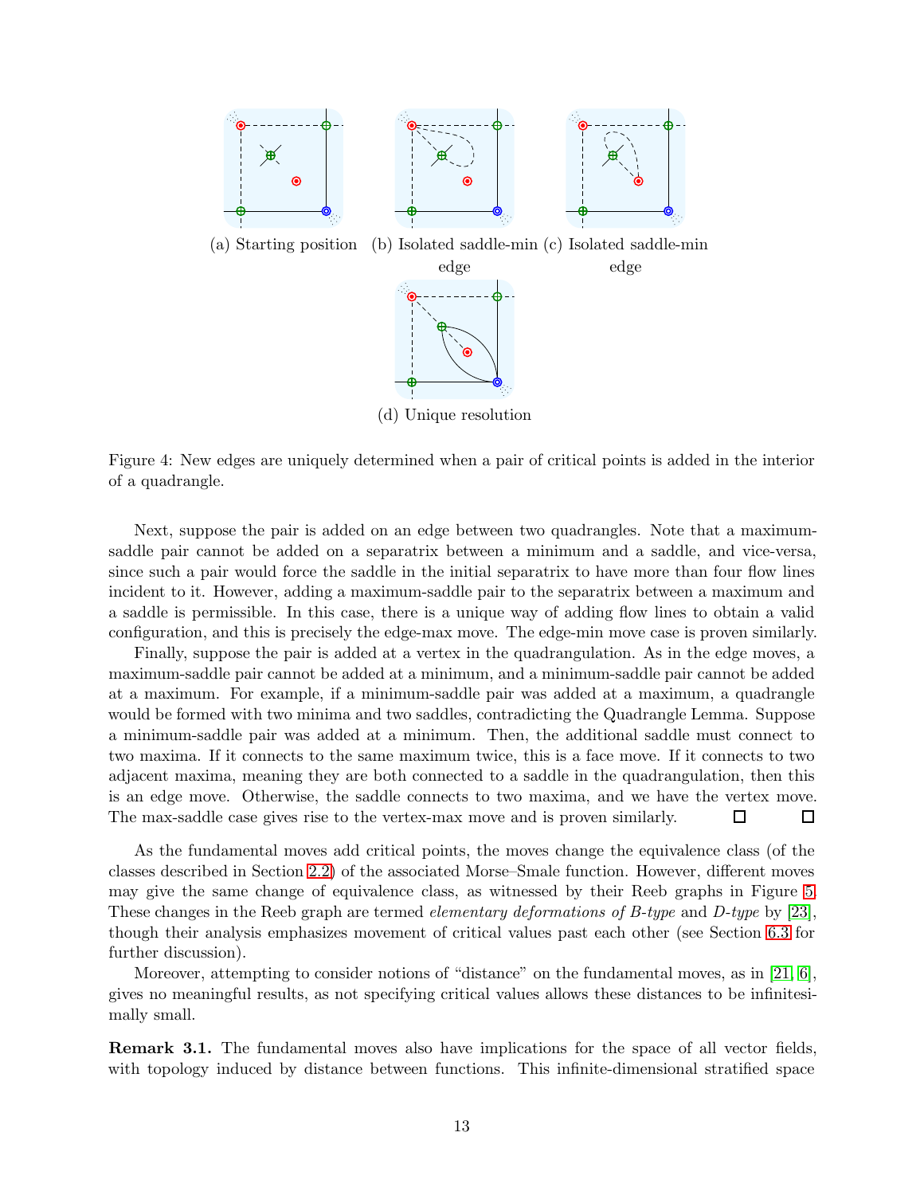(a) Starting position (b) Isolated saddle-min edge (c) Isolated saddle-min edge

(d) Unique resolution

Figure 4: New edges are uniquely determined when a pair of critical points is added in the interior of a quadrangle.

Next, suppose the pair is added on an edge between two quadrangles. Note that a maximum-saddle pair cannot be added on a separatrix between a minimum and a saddle, and vice-versa, since such a pair would force the saddle in the initial separatrix to have more than four flow lines incident to it. However, adding a maximum-saddle pair to the separatrix between a maximum and a saddle is permissible. In this case, there is a unique way of adding flow lines to obtain a valid configuration, and this is precisely the edge-max move. The edge-min move case is proven similarly.

Finally, suppose the pair is added at a vertex in the quadrangulation. As in the edge moves, a maximum-saddle pair cannot be added at a minimum, and a minimum-saddle pair cannot be added at a maximum. For example, if a minimum-saddle pair was added at a maximum, a quadrangle would be formed with two minima and two saddles, contradicting the Quadrangle Lemma. Suppose a minimum-saddle pair was added at a minimum. Then, the additional saddle must connect to two maxima. If it connects to the same maximum twice, this is a face move. If it connects to two adjacent maxima, meaning they are both connected to a saddle in the quadrangulation, then this is an edge move. Otherwise, the saddle connects to two maxima, and we have the vertex move. The max-saddle case gives rise to the vertex-max move and is proven similarly. □ □

As the fundamental moves add critical points, the moves change the equivalence class (of the classes described in Section 2.2) of the associated Morse–Smale function. However, different moves may give the same change of equivalence class, as witnessed by their Reeb graphs in Figure 5. These changes in the Reeb graph are termed *elementary deformations of B-type* and *D-type* by [23], though their analysis emphasizes movement of critical values past each other (see Section 6.3 for further discussion).

Moreover, attempting to consider notions of "distance" on the fundamental moves, as in [21, 6], gives no meaningful results, as not specifying critical values allows these distances to be infinitesimally small.

**Remark 3.1.** The fundamental moves also have implications for the space of all vector fields, with topology induced by distance between functions. This infinite-dimensional stratified space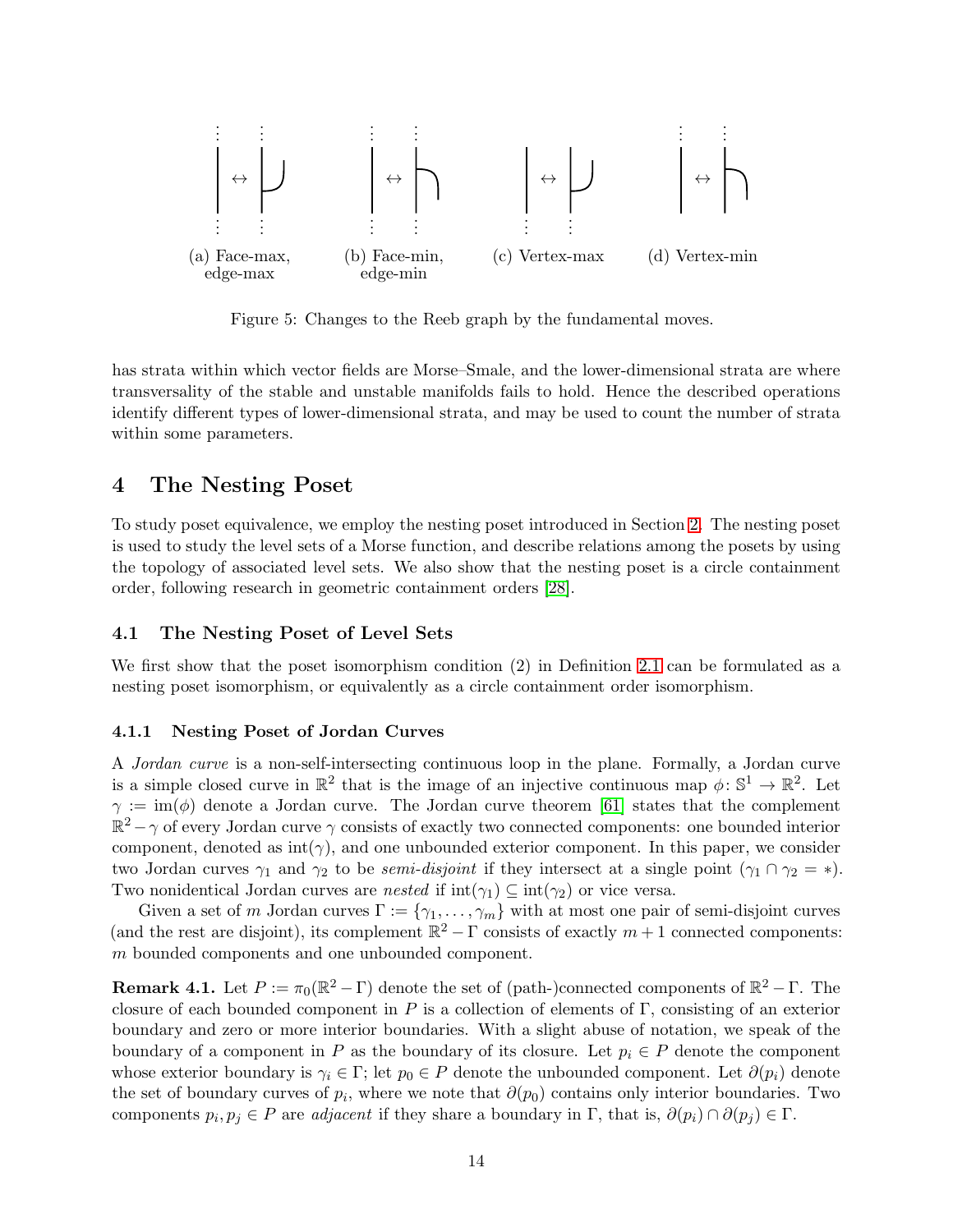(a) Face-max, edge-max (b) Face-min, edge-min (c) Vertex-max (d) Vertex-min

Figure 5: Changes to the Reeb graph by the fundamental moves.

has strata within which vector fields are Morse–Smale, and the lower-dimensional strata are where transversality of the stable and unstable manifolds fails to hold. Hence the described operations identify different types of lower-dimensional strata, and may be used to count the number of strata within some parameters.

# 4 The Nesting Poset

To study poset equivalence, we employ the nesting poset introduced in Section 2. The nesting poset is used to study the level sets of a Morse function, and describe relations among the posets by using the topology of associated level sets. We also show that the nesting poset is a circle containment order, following research in geometric containment orders [28].

## 4.1 The Nesting Poset of Level Sets

We first show that the poset isomorphism condition (2) in Definition 2.1 can be formulated as a nesting poset isomorphism, or equivalently as a circle containment order isomorphism.

### 4.1.1 Nesting Poset of Jordan Curves

A *Jordan curve* is a non-self-intersecting continuous loop in the plane. Formally, a Jordan curve is a simple closed curve in $\mathbb{R}^2$ that is the image of an injective continuous map $\phi\colon \mathbb{S}^1 \to \mathbb{R}^2$. Let $\gamma := \mathrm{im}(\phi)$ denote a Jordan curve. The Jordan curve theorem [61] states that the complement $\mathbb{R}^2 - \gamma$ of every Jordan curve $\gamma$ consists of exactly two connected components: one bounded interior component, denoted as $\mathrm{int}(\gamma)$, and one unbounded exterior component. In this paper, we consider two Jordan curves $\gamma_1$ and $\gamma_2$ to be *semi-disjoint* if they intersect at a single point ($\gamma_1 \cap \gamma_2 = *$). Two nonidentical Jordan curves are *nested* if $\mathrm{int}(\gamma_1) \subseteq \mathrm{int}(\gamma_2)$ or vice versa.

Given a set of $m$ Jordan curves $\Gamma := \{\gamma_1, \ldots, \gamma_m\}$ with at most one pair of semi-disjoint curves (and the rest are disjoint), its complement $\mathbb{R}^2 - \Gamma$ consists of exactly $m + 1$ connected components: $m$ bounded components and one unbounded component.

**Remark 4.1.** Let $P := \pi_0(\mathbb{R}^2 - \Gamma)$ denote the set of (path-)connected components of $\mathbb{R}^2 - \Gamma$. The closure of each bounded component in $P$ is a collection of elements of $\Gamma$, consisting of an exterior boundary and zero or more interior boundaries. With a slight abuse of notation, we speak of the boundary of a component in $P$ as the boundary of its closure. Let $p_i \in P$ denote the component whose exterior boundary is $\gamma_i \in \Gamma$; let $p_0 \in P$ denote the unbounded component. Let $\partial(p_i)$ denote the set of boundary curves of $p_i$, where we note that $\partial(p_0)$ contains only interior boundaries. Two components $p_i, p_j \in P$ are *adjacent* if they share a boundary in $\Gamma$, that is, $\partial(p_i) \cap \partial(p_j) \in \Gamma$.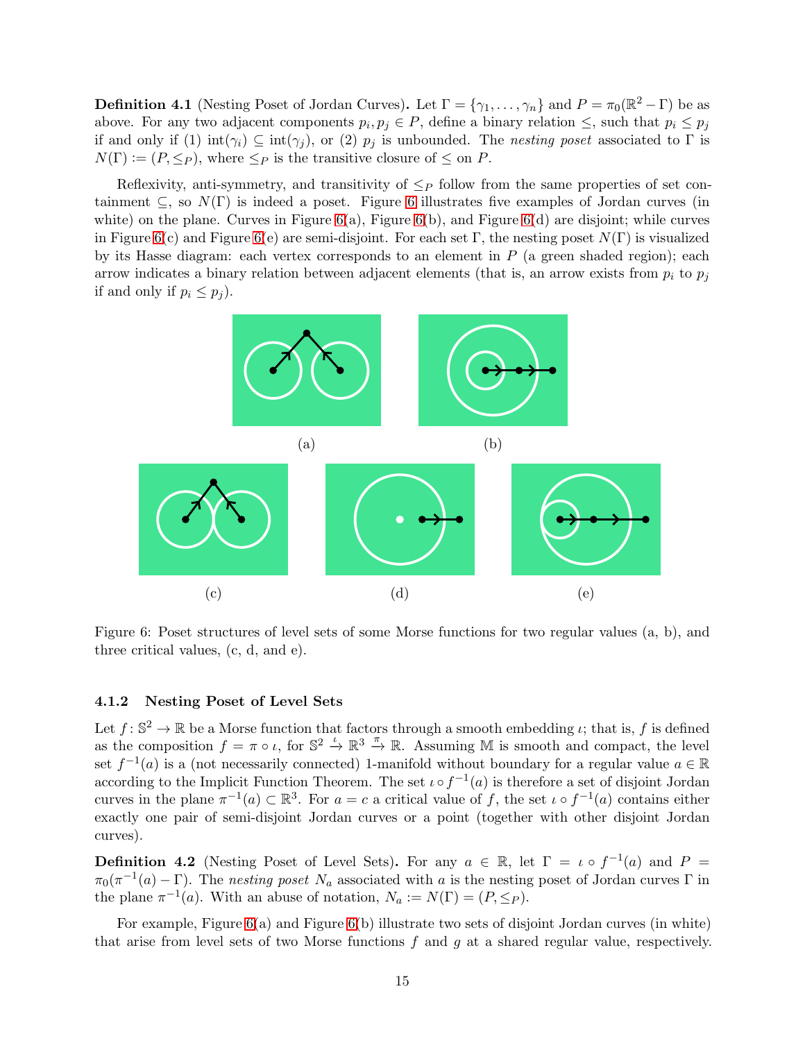**Definition 4.1** (Nesting Poset of Jordan Curves)**.** Let $\Gamma = \{\gamma_1, \ldots, \gamma_n\}$ and $P = \pi_0(\mathbb{R}^2 - \Gamma)$ be as above. For any two adjacent components $p_i, p_j \in P$, define a binary relation $\leq$, such that $p_i \leq p_j$ if and only if (1) $\mathrm{int}(\gamma_i) \subseteq \mathrm{int}(\gamma_j)$, or (2) $p_j$ is unbounded. The *nesting poset* associated to $\Gamma$ is $N(\Gamma) := (P, \leq_P)$, where $\leq_P$ is the transitive closure of $\leq$ on $P$.

Reflexivity, anti-symmetry, and transitivity of $\leq_P$ follow from the same properties of set containment $\subseteq$, so $N(\Gamma)$ is indeed a poset. Figure 6 illustrates five examples of Jordan curves (in white) on the plane. Curves in Figure 6(a), Figure 6(b), and Figure 6(d) are disjoint; while curves in Figure 6(c) and Figure 6(e) are semi-disjoint. For each set $\Gamma$, the nesting poset $N(\Gamma)$ is visualized by its Hasse diagram: each vertex corresponds to an element in $P$ (a green shaded region); each arrow indicates a binary relation between adjacent elements (that is, an arrow exists from $p_i$ to $p_j$ if and only if $p_i \leq p_j$).

(a) (b) (c) (d) (e)

Figure 6: Poset structures of level sets of some Morse functions for two regular values (a, b), and three critical values, (c, d, and e).

#### 4.1.2 Nesting Poset of Level Sets

Let $f : \mathbb{S}^2 \to \mathbb{R}$ be a Morse function that factors through a smooth embedding $\iota$; that is, $f$ is defined as the composition $f = \pi \circ \iota$, for $\mathbb{S}^2 \xrightarrow{\iota} \mathbb{R}^3 \xrightarrow{\pi} \mathbb{R}$. Assuming $\mathbb{M}$ is smooth and compact, the level set $f^{-1}(a)$ is a (not necessarily connected) 1-manifold without boundary for a regular value $a \in \mathbb{R}$ according to the Implicit Function Theorem. The set $\iota \circ f^{-1}(a)$ is therefore a set of disjoint Jordan curves in the plane $\pi^{-1}(a) \subset \mathbb{R}^3$. For $a = c$ a critical value of $f$, the set $\iota \circ f^{-1}(a)$ contains either exactly one pair of semi-disjoint Jordan curves or a point (together with other disjoint Jordan curves).

**Definition 4.2** (Nesting Poset of Level Sets)**.** For any $a \in \mathbb{R}$, let $\Gamma = \iota \circ f^{-1}(a)$ and $P = \pi_0(\pi^{-1}(a) - \Gamma)$. The *nesting poset* $N_a$ associated with $a$ is the nesting poset of Jordan curves $\Gamma$ in the plane $\pi^{-1}(a)$. With an abuse of notation, $N_a := N(\Gamma) = (P, \leq_P)$.

For example, Figure 6(a) and Figure 6(b) illustrate two sets of disjoint Jordan curves (in white) that arise from level sets of two Morse functions $f$ and $g$ at a shared regular value, respectively.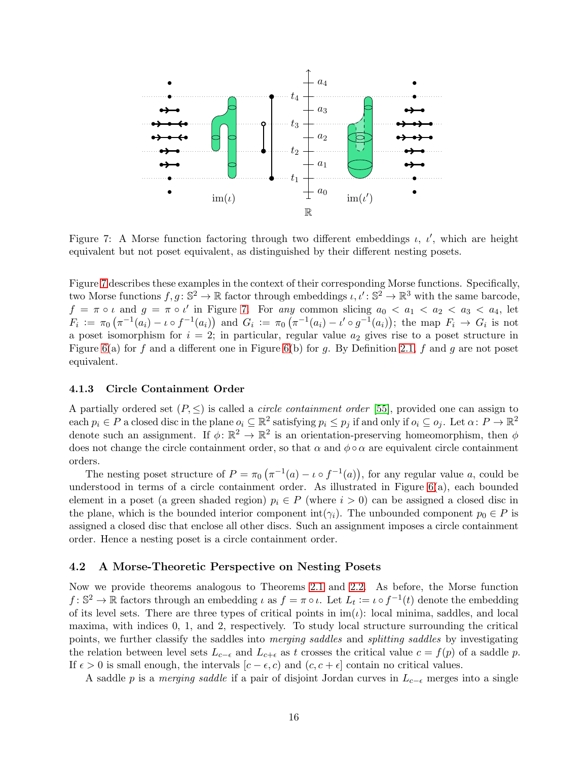Figure 7: A Morse function factoring through two different embeddings $\iota$, $\iota'$, which are height equivalent but not poset equivalent, as distinguished by their different nesting posets.

Figure 7 describes these examples in the context of their corresponding Morse functions. Specifically, two Morse functions $f, g\colon \mathbb{S}^2 \to \mathbb{R}$ factor through embeddings $\iota, \iota'\colon \mathbb{S}^2 \to \mathbb{R}^3$ with the same barcode, $f = \pi \circ \iota$ and $g = \pi \circ \iota'$ in Figure 7. For *any* common slicing $a_0 < a_1 < a_2 < a_3 < a_4$, let $F_i := \pi_0\left(\pi^{-1}(a_i) - \iota \circ f^{-1}(a_i)\right)$ and $G_i := \pi_0\left(\pi^{-1}(a_i) - \iota' \circ g^{-1}(a_i)\right)$; the map $F_i \to G_i$ is not a poset isomorphism for $i = 2$; in particular, regular value $a_2$ gives rise to a poset structure in Figure 6(a) for $f$ and a different one in Figure 6(b) for $g$. By Definition 2.1, $f$ and $g$ are not poset equivalent.

#### 4.1.3 Circle Containment Order

A partially ordered set $(P, \leq)$ is called a *circle containment order* [55], provided one can assign to each $p_i \in P$ a closed disc in the plane $o_i \subseteq \mathbb{R}^2$ satisfying $p_i \leq p_j$ if and only if $o_i \subseteq o_j$. Let $\alpha\colon P \to \mathbb{R}^2$ denote such an assignment. If $\phi\colon \mathbb{R}^2 \to \mathbb{R}^2$ is an orientation-preserving homeomorphism, then $\phi$ does not change the circle containment order, so that $\alpha$ and $\phi \circ \alpha$ are equivalent circle containment orders.

The nesting poset structure of $P = \pi_0\left(\pi^{-1}(a) - \iota \circ f^{-1}(a)\right)$, for any regular value $a$, could be understood in terms of a circle containment order. As illustrated in Figure 6(a), each bounded element in a poset (a green shaded region) $p_i \in P$ (where $i > 0$) can be assigned a closed disc in the plane, which is the bounded interior component $\mathrm{int}(\gamma_i)$. The unbounded component $p_0 \in P$ is assigned a closed disc that enclose all other discs. Such an assignment imposes a circle containment order. Hence a nesting poset is a circle containment order.

### 4.2 A Morse-Theoretic Perspective on Nesting Posets

Now we provide theorems analogous to Theorems 2.1 and 2.2. As before, the Morse function $f\colon \mathbb{S}^2 \to \mathbb{R}$ factors through an embedding $\iota$ as $f = \pi \circ \iota$. Let $L_t := \iota \circ f^{-1}(t)$ denote the embedding of its level sets. There are three types of critical points in $\mathrm{im}(\iota)$: local minima, saddles, and local maxima, with indices 0, 1, and 2, respectively. To study local structure surrounding the critical points, we further classify the saddles into *merging saddles* and *splitting saddles* by investigating the relation between level sets $L_{c-\epsilon}$ and $L_{c+\epsilon}$ as $t$ crosses the critical value $c = f(p)$ of a saddle $p$. If $\epsilon > 0$ is small enough, the intervals $[c - \epsilon, c)$ and $(c, c + \epsilon]$ contain no critical values.

A saddle $p$ is a *merging saddle* if a pair of disjoint Jordan curves in $L_{c-\epsilon}$ merges into a single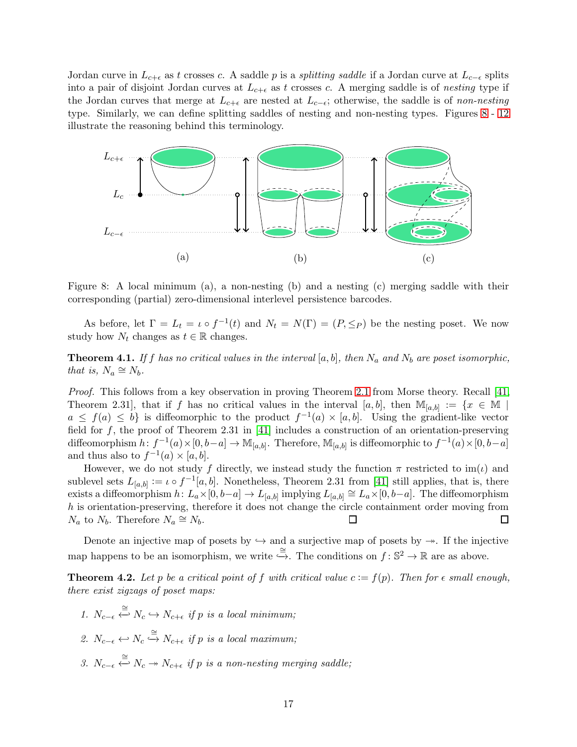Jordan curve in $L_{c+\epsilon}$ as $t$ crosses $c$. A saddle $p$ is a *splitting saddle* if a Jordan curve at $L_{c-\epsilon}$ splits into a pair of disjoint Jordan curves at $L_{c+\epsilon}$ as $t$ crosses $c$. A merging saddle is of *nesting* type if the Jordan curves that merge at $L_{c+\epsilon}$ are nested at $L_{c-\epsilon}$; otherwise, the saddle is of *non-nesting* type. Similarly, we can define splitting saddles of nesting and non-nesting types. Figures 8 - 12 illustrate the reasoning behind this terminology.

Figure 8: A local minimum (a), a non-nesting (b) and a nesting (c) merging saddle with their corresponding (partial) zero-dimensional interlevel persistence barcodes.

As before, let $\Gamma = L_t = \iota \circ f^{-1}(t)$ and $N_t = N(\Gamma) = (P, \leq_P)$ be the nesting poset. We now study how $N_t$ changes as $t \in \mathbb{R}$ changes.

**Theorem 4.1.** *If $f$ has no critical values in the interval $[a, b]$, then $N_a$ and $N_b$ are poset isomorphic, that is, $N_a \cong N_b$.*

*Proof.* This follows from a key observation in proving Theorem 2.1 from Morse theory. Recall [41, Theorem 2.31], that if $f$ has no critical values in the interval $[a, b]$, then $\mathbb{M}_{[a,b]} := \{x \in \mathbb{M} \mid a \leq f(a) \leq b\}$ is diffeomorphic to the product $f^{-1}(a) \times [a, b]$. Using the gradient-like vector field for $f$, the proof of Theorem 2.31 in [41] includes a construction of an orientation-preserving diffeomorphism $h\colon f^{-1}(a) \times [0, b-a] \to \mathbb{M}_{[a,b]}$. Therefore, $\mathbb{M}_{[a,b]}$ is diffeomorphic to $f^{-1}(a) \times [0, b-a]$ and thus also to $f^{-1}(a) \times [a, b]$.

However, we do not study $f$ directly, we instead study the function $\pi$ restricted to $\mathrm{im}(\iota)$ and sublevel sets $L_{[a,b]} := \iota \circ f^{-1}[a, b]$. Nonetheless, Theorem 2.31 from [41] still applies, that is, there exists a diffeomorphism $h\colon L_a \times [0, b-a] \to L_{[a,b]}$ implying $L_{[a,b]} \cong L_a \times [0, b-a]$. The diffeomorphism $h$ is orientation-preserving, therefore it does not change the circle containment order moving from $N_a$ to $N_b$. Therefore $N_a \cong N_b$. □ □

Denote an injective map of posets by $\hookrightarrow$ and a surjective map of posets by $\twoheadrightarrow$. If the injective map happens to be an isomorphism, we write $\overset{\cong}{\hookrightarrow}$. The conditions on $f\colon \mathbb{S}^2 \to \mathbb{R}$ are as above.

**Theorem 4.2.** *Let $p$ be a critical point of $f$ with critical value $c := f(p)$. Then for $\epsilon$ small enough, there exist zigzags of poset maps:*

1. $N_{c-\epsilon} \overset{\cong}{\hookleftarrow} N_c \hookrightarrow N_{c+\epsilon}$ *if $p$ is a local minimum;*
2. $N_{c-\epsilon} \hookleftarrow N_c \overset{\cong}{\hookrightarrow} N_{c+\epsilon}$ *if $p$ is a local maximum;*
3. $N_{c-\epsilon} \overset{\cong}{\hookleftarrow} N_c \twoheadrightarrow N_{c+\epsilon}$ *if $p$ is a non-nesting merging saddle;*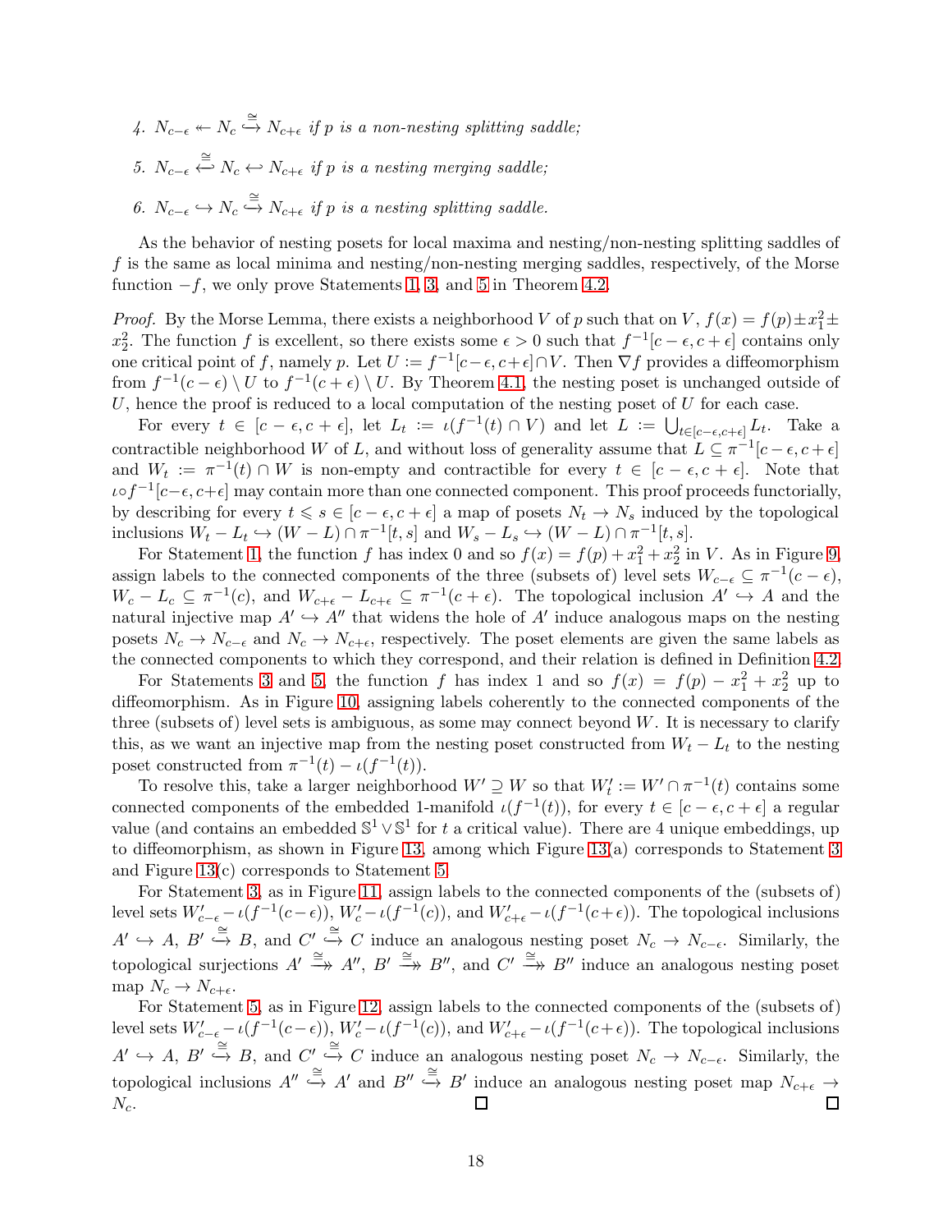4. $N_{c-\epsilon} \twoheadleftarrow N_c \overset{\cong}{\hookrightarrow} N_{c+\epsilon}$ *if $p$ is a non-nesting splitting saddle;*

5. $N_{c-\epsilon} \overset{\cong}{\hookleftarrow} N_c \hookleftarrow N_{c+\epsilon}$ *if $p$ is a nesting merging saddle;*

6. $N_{c-\epsilon} \hookrightarrow N_c \overset{\cong}{\hookrightarrow} N_{c+\epsilon}$ *if $p$ is a nesting splitting saddle.*

As the behavior of nesting posets for local maxima and nesting/non-nesting splitting saddles of $f$ is the same as local minima and nesting/non-nesting merging saddles, respectively, of the Morse function $-f$, we only prove Statements 1, 3, and 5 in Theorem 4.2.

*Proof.* By the Morse Lemma, there exists a neighborhood $V$ of $p$ such that on $V$, $f(x) = f(p) \pm x_1^2 \pm x_2^2$. The function $f$ is excellent, so there exists some $\epsilon > 0$ such that $f^{-1}[c-\epsilon, c+\epsilon]$ contains only one critical point of $f$, namely $p$. Let $U := f^{-1}[c-\epsilon, c+\epsilon] \cap V$. Then $\nabla f$ provides a diffeomorphism from $f^{-1}(c-\epsilon) \setminus U$ to $f^{-1}(c+\epsilon) \setminus U$. By Theorem 4.1, the nesting poset is unchanged outside of $U$, hence the proof is reduced to a local computation of the nesting poset of $U$ for each case.

For every $t \in [c-\epsilon, c+\epsilon]$, let $L_t := \iota(f^{-1}(t) \cap V)$ and let $L := \bigcup_{t \in [c-\epsilon, c+\epsilon]} L_t$. Take a contractible neighborhood $W$ of $L$, and without loss of generality assume that $L \subseteq \pi^{-1}[c-\epsilon, c+\epsilon]$ and $W_t := \pi^{-1}(t) \cap W$ is non-empty and contractible for every $t \in [c-\epsilon, c+\epsilon]$. Note that $\iota \circ f^{-1}[c-\epsilon, c+\epsilon]$ may contain more than one connected component. This proof proceeds functorially, by describing for every $t \leqslant s \in [c-\epsilon, c+\epsilon]$ a map of posets $N_t \to N_s$ induced by the topological inclusions $W_t - L_t \hookrightarrow (W - L) \cap \pi^{-1}[t, s]$ and $W_s - L_s \hookrightarrow (W - L) \cap \pi^{-1}[t, s]$.

For Statement 1, the function $f$ has index 0 and so $f(x) = f(p) + x_1^2 + x_2^2$ in $V$. As in Figure 9, assign labels to the connected components of the three (subsets of) level sets $W_{c-\epsilon} \subseteq \pi^{-1}(c-\epsilon)$, $W_c - L_c \subseteq \pi^{-1}(c)$, and $W_{c+\epsilon} - L_{c+\epsilon} \subseteq \pi^{-1}(c+\epsilon)$. The topological inclusion $A' \hookrightarrow A$ and the natural injective map $A' \hookrightarrow A''$ that widens the hole of $A'$ induce analogous maps on the nesting posets $N_c \to N_{c-\epsilon}$ and $N_c \to N_{c+\epsilon}$, respectively. The poset elements are given the same labels as the connected components to which they correspond, and their relation is defined in Definition 4.2.

For Statements 3 and 5, the function $f$ has index 1 and so $f(x) = f(p) - x_1^2 + x_2^2$ up to diffeomorphism. As in Figure 10, assigning labels coherently to the connected components of the three (subsets of) level sets is ambiguous, as some may connect beyond $W$. It is necessary to clarify this, as we want an injective map from the nesting poset constructed from $W_t - L_t$ to the nesting poset constructed from $\pi^{-1}(t) - \iota(f^{-1}(t))$.

To resolve this, take a larger neighborhood $W' \supseteq W$ so that $W'_t := W' \cap \pi^{-1}(t)$ contains some connected components of the embedded 1-manifold $\iota(f^{-1}(t))$, for every $t \in [c-\epsilon, c+\epsilon]$ a regular value (and contains an embedded $\mathbb{S}^1 \vee \mathbb{S}^1$ for $t$ a critical value). There are 4 unique embeddings, up to diffeomorphism, as shown in Figure 13, among which Figure 13(a) corresponds to Statement 3 and Figure 13(c) corresponds to Statement 5.

For Statement 3, as in Figure 11, assign labels to the connected components of the (subsets of) level sets $W'_{c-\epsilon} - \iota(f^{-1}(c-\epsilon))$, $W'_c - \iota(f^{-1}(c))$, and $W'_{c+\epsilon} - \iota(f^{-1}(c+\epsilon))$. The topological inclusions $A' \hookrightarrow A$, $B' \overset{\cong}{\hookrightarrow} B$, and $C' \overset{\cong}{\hookrightarrow} C$ induce an analogous nesting poset $N_c \to N_{c-\epsilon}$. Similarly, the topological surjections $A' \overset{\cong}{\twoheadrightarrow} A''$, $B' \overset{\cong}{\twoheadrightarrow} B''$, and $C' \overset{\cong}{\twoheadrightarrow} B''$ induce an analogous nesting poset map $N_c \to N_{c+\epsilon}$.

For Statement 5, as in Figure 12, assign labels to the connected components of the (subsets of) level sets $W'_{c-\epsilon} - \iota(f^{-1}(c-\epsilon))$, $W'_c - \iota(f^{-1}(c))$, and $W'_{c+\epsilon} - \iota(f^{-1}(c+\epsilon))$. The topological inclusions $A' \hookrightarrow A$, $B' \overset{\cong}{\hookrightarrow} B$, and $C' \overset{\cong}{\hookrightarrow} C$ induce an analogous nesting poset $N_c \to N_{c-\epsilon}$. Similarly, the topological inclusions $A'' \overset{\cong}{\hookrightarrow} A'$ and $B'' \overset{\cong}{\hookrightarrow} B'$ induce an analogous nesting poset map $N_{c+\epsilon} \to N_c$. □ □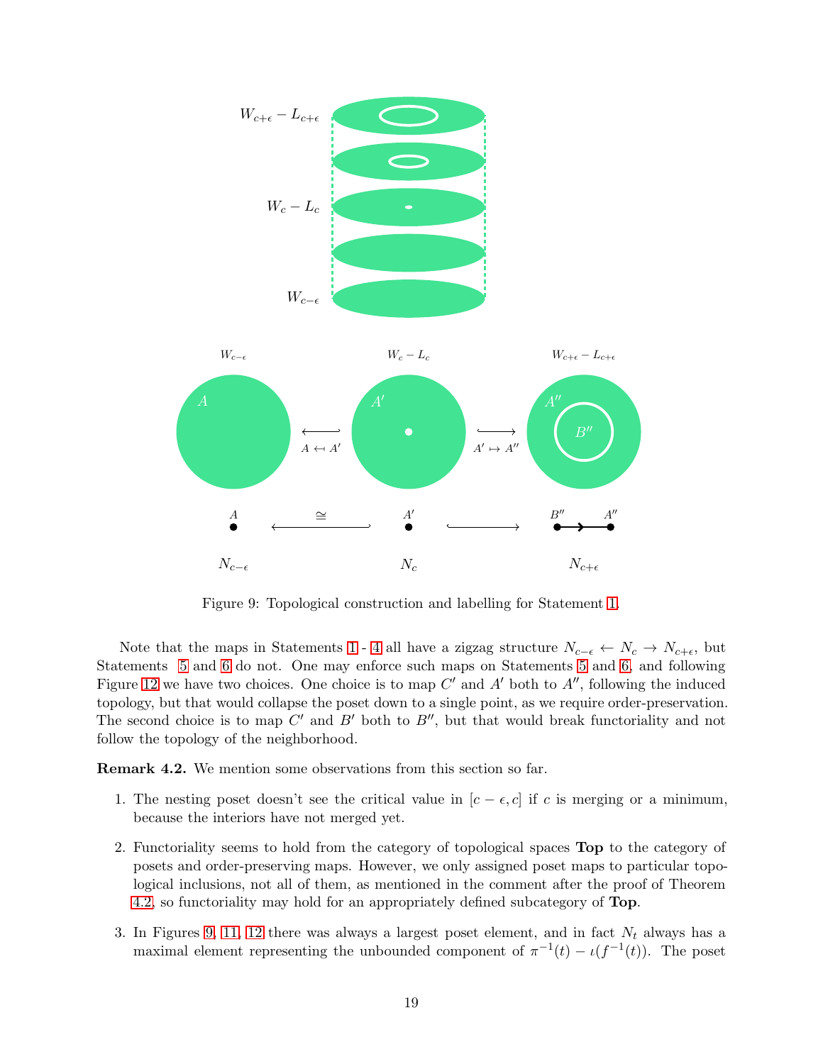Figure 9: Topological construction and labelling for Statement 1.

Note that the maps in Statements 1 - 4 all have a zigzag structure $N_{c-\epsilon} \leftarrow N_c \rightarrow N_{c+\epsilon}$, but Statements 5 and 6 do not. One may enforce such maps on Statements 5 and 6, and following Figure 12 we have two choices. One choice is to map $C'$ and $A'$ both to $A''$, following the induced topology, but that would collapse the poset down to a single point, as we require order-preservation. The second choice is to map $C'$ and $B'$ both to $B''$, but that would break functoriality and not follow the topology of the neighborhood.

**Remark 4.2.** We mention some observations from this section so far.

1. The nesting poset doesn't see the critical value in $[c-\epsilon, c]$ if $c$ is merging or a minimum, because the interiors have not merged yet.
2. Functoriality seems to hold from the category of topological spaces **Top** to the category of posets and order-preserving maps. However, we only assigned poset maps to particular topological inclusions, not all of them, as mentioned in the comment after the proof of Theorem 4.2, so functoriality may hold for an appropriately defined subcategory of **Top**.
3. In Figures 9, 11, 12 there was always a largest poset element, and in fact $N_t$ always has a maximal element representing the unbounded component of $\pi^{-1}(t) - \iota(f^{-1}(t))$. The poset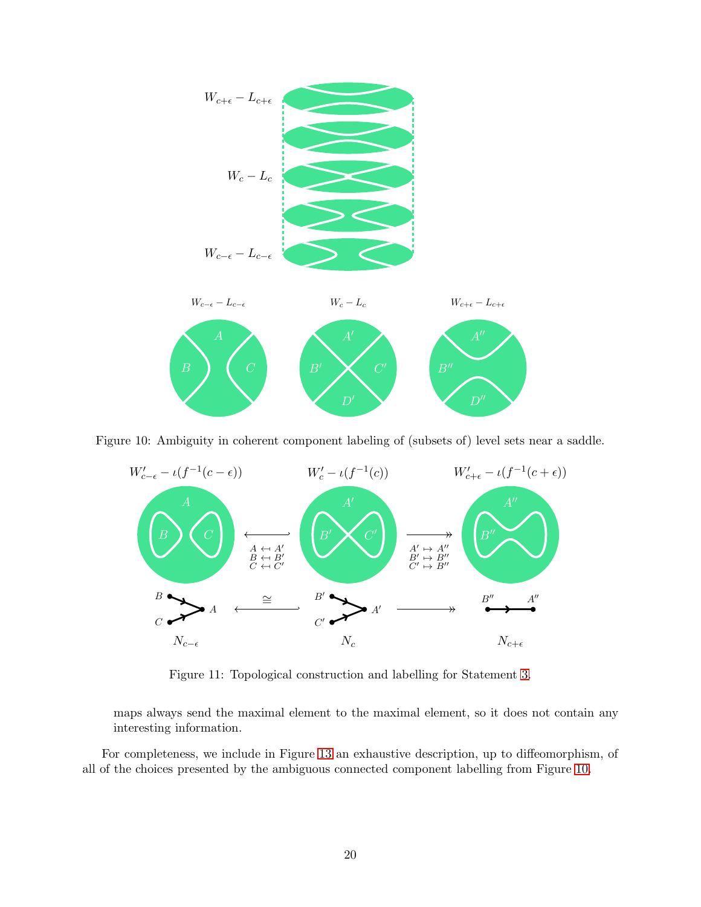Figure 10: Ambiguity in coherent component labeling of (subsets of) level sets near a saddle.

Figure 11: Topological construction and labelling for Statement 3.

maps always send the maximal element to the maximal element, so it does not contain any interesting information.

For completeness, we include in Figure 13 an exhaustive description, up to diffeomorphism, of all of the choices presented by the ambiguous connected component labelling from Figure 10.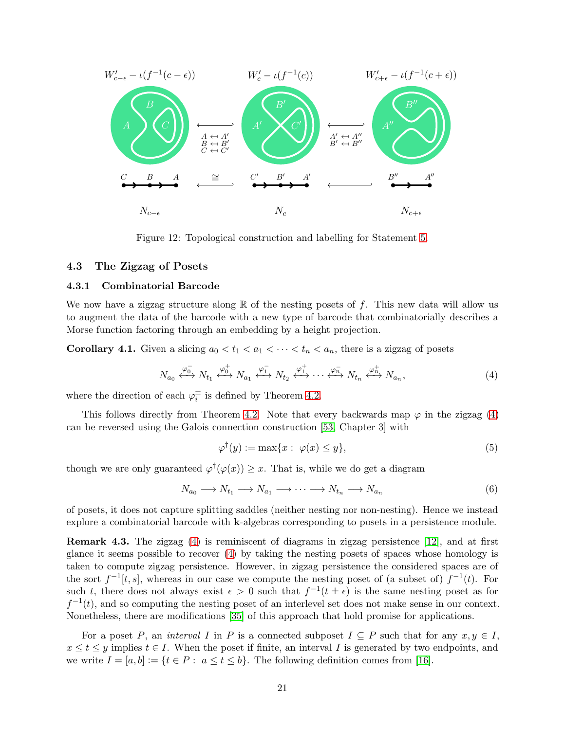Figure 12: Topological construction and labelling for Statement 5.

### 4.3 The Zigzag of Posets

#### 4.3.1 Combinatorial Barcode

We now have a zigzag structure along $\mathbb{R}$ of the nesting posets of $f$. This new data will allow us to augment the data of the barcode with a new type of barcode that combinatorially describes a Morse function factoring through an embedding by a height projection.

**Corollary 4.1.** Given a slicing $a_0 < t_1 < a_1 < \cdots < t_n < a_n$, there is a zigzag of posets

$$N_{a_0} \overset{\varphi_0^-}{\longleftrightarrow} N_{t_1} \overset{\varphi_0^+}{\longleftrightarrow} N_{a_1} \overset{\varphi_1^-}{\longleftrightarrow} N_{t_2} \overset{\varphi_1^+}{\longleftrightarrow} \cdots \overset{\varphi_n^-}{\longleftrightarrow} N_{t_n} \overset{\varphi_n^+}{\longleftrightarrow} N_{a_n}, \tag{4}$$

where the direction of each $\varphi_i^\pm$ is defined by Theorem 4.2.

This follows directly from Theorem 4.2. Note that every backwards map $\varphi$ in the zigzag (4) can be reversed using the Galois connection construction [53, Chapter 3] with

$$\varphi^\dagger(y) := \max\{x : \varphi(x) \leq y\}, \tag{5}$$

though we are only guaranteed $\varphi^\dagger(\varphi(x)) \geq x$. That is, while we do get a diagram

$$N_{a_0} \longrightarrow N_{t_1} \longrightarrow N_{a_1} \longrightarrow \cdots \longrightarrow N_{t_n} \longrightarrow N_{a_n} \tag{6}$$

of posets, it does not capture splitting saddles (neither nesting nor non-nesting). Hence we instead explore a combinatorial barcode with $\mathbf{k}$-algebras corresponding to posets in a persistence module.

**Remark 4.3.** The zigzag (4) is reminiscent of diagrams in zigzag persistence [12], and at first glance it seems possible to recover (4) by taking the nesting posets of spaces whose homology is taken to compute zigzag persistence. However, in zigzag persistence the considered spaces are of the sort $f^{-1}[t, s]$, whereas in our case we compute the nesting poset of (a subset of) $f^{-1}(t)$. For such $t$, there does not always exist $\epsilon > 0$ such that $f^{-1}(t \pm \epsilon)$ is the same nesting poset as for $f^{-1}(t)$, and so computing the nesting poset of an interlevel set does not make sense in our context. Nonetheless, there are modifications [35] of this approach that hold promise for applications.

For a poset $P$, an *interval* $I$ in $P$ is a connected subposet $I \subseteq P$ such that for any $x, y \in I$, $x \leq t \leq y$ implies $t \in I$. When the poset if finite, an interval $I$ is generated by two endpoints, and we write $I = [a, b] := \{t \in P : a \leq t \leq b\}$. The following definition comes from [16].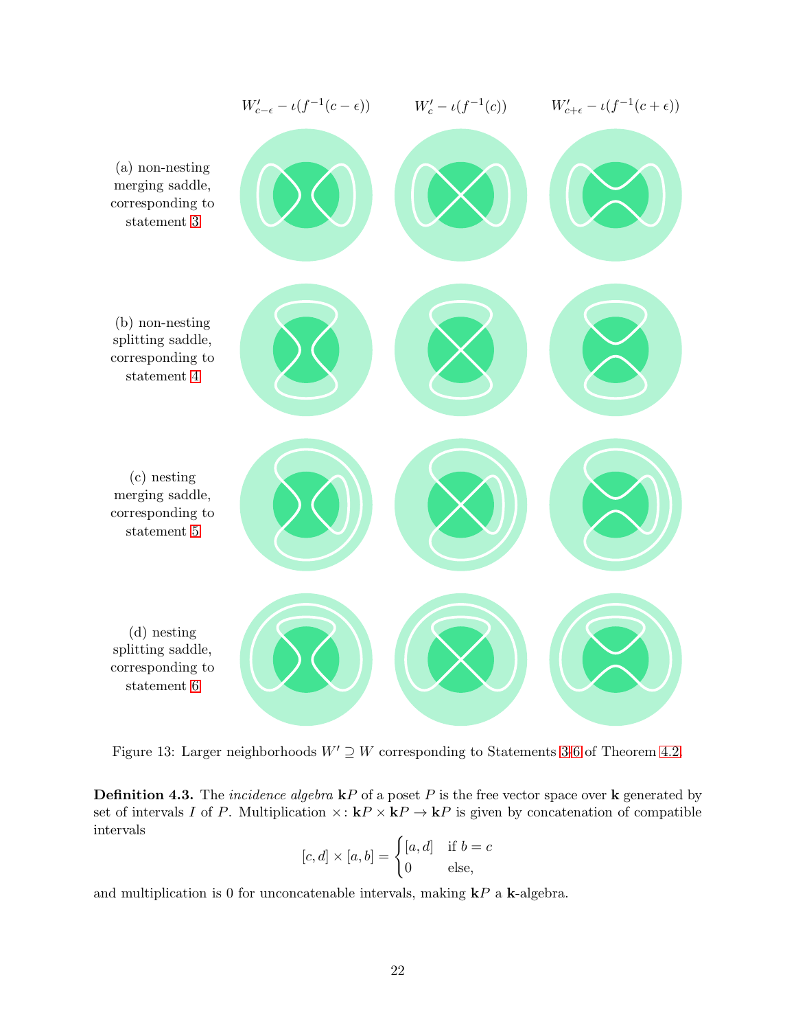Figure 13: Larger neighborhoods $W' \supseteq W$ corresponding to Statements 3-6 of Theorem 4.2.

**Definition 4.3.** The *incidence algebra* $\mathbf{k}P$ of a poset $P$ is the free vector space over $\mathbf{k}$ generated by set of intervals $I$ of $P$. Multiplication $\times\colon \mathbf{k}P \times \mathbf{k}P \to \mathbf{k}P$ is given by concatenation of compatible intervals

$$[c, d] \times [a, b] = \begin{cases} [a, d] & \text{if } b = c \\ 0 & \text{else,} \end{cases}$$

and multiplication is 0 for unconcatenable intervals, making $\mathbf{k}P$ a $\mathbf{k}$-algebra.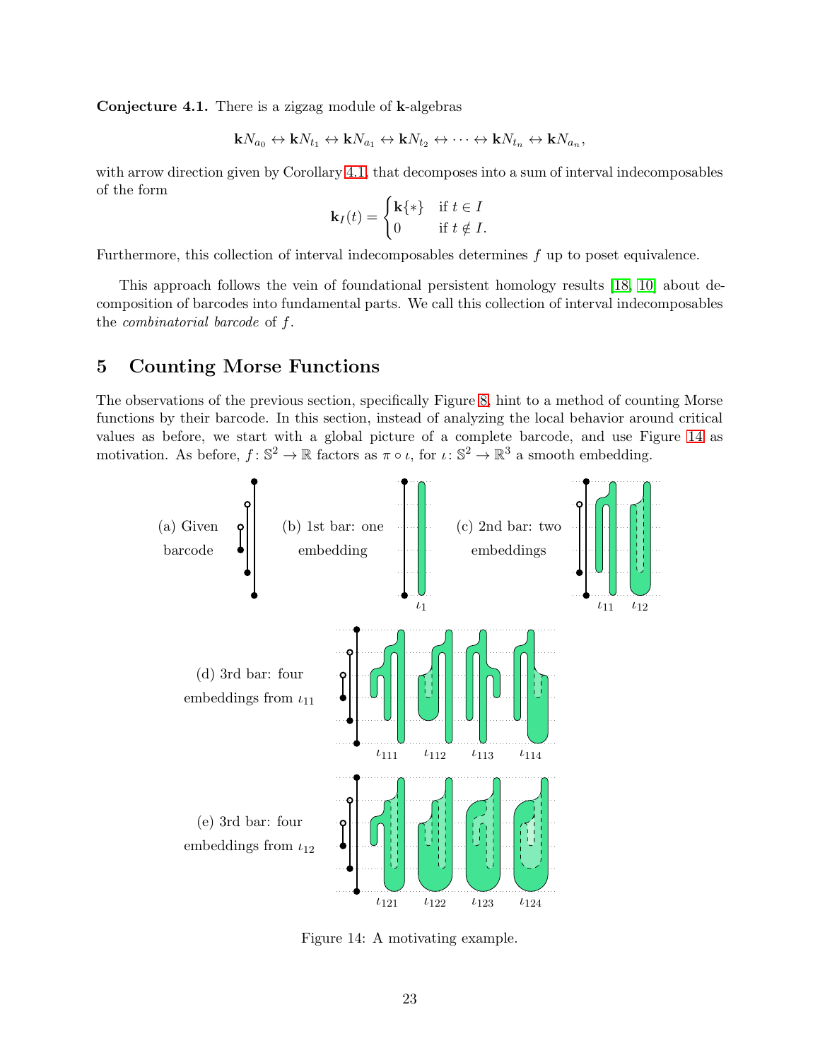**Conjecture 4.1.** There is a zigzag module of **k**-algebras

$$\mathbf{k}N_{a_0} \leftrightarrow \mathbf{k}N_{t_1} \leftrightarrow \mathbf{k}N_{a_1} \leftrightarrow \mathbf{k}N_{t_2} \leftrightarrow \cdots \leftrightarrow \mathbf{k}N_{t_n} \leftrightarrow \mathbf{k}N_{a_n},$$

with arrow direction given by Corollary 4.1, that decomposes into a sum of interval indecomposables of the form

$$\mathbf{k}_I(t) = \begin{cases} \mathbf{k}\{*\} & \text{if } t \in I \\ 0 & \text{if } t \notin I. \end{cases}$$

Furthermore, this collection of interval indecomposables determines $f$ up to poset equivalence.

This approach follows the vein of foundational persistent homology results [18, 10] about decomposition of barcodes into fundamental parts. We call this collection of interval indecomposables the *combinatorial barcode* of $f$.

## 5 Counting Morse Functions

The observations of the previous section, specifically Figure 8, hint to a method of counting Morse functions by their barcode. In this section, instead of analyzing the local behavior around critical values as before, we start with a global picture of a complete barcode, and use Figure 14 as motivation. As before, $f\colon \mathbb{S}^2 \to \mathbb{R}$ factors as $\pi \circ \iota$, for $\iota\colon \mathbb{S}^2 \to \mathbb{R}^3$ a smooth embedding.

(a) Given barcode

(b) 1st bar: one embedding — $\iota_1$

(c) 2nd bar: two embeddings — $\iota_{11}$, $\iota_{12}$

(d) 3rd bar: four embeddings from $\iota_{11}$ — $\iota_{111}$, $\iota_{112}$, $\iota_{113}$, $\iota_{114}$

(e) 3rd bar: four embeddings from $\iota_{12}$ — $\iota_{121}$, $\iota_{122}$, $\iota_{123}$, $\iota_{124}$

Figure 14: A motivating example.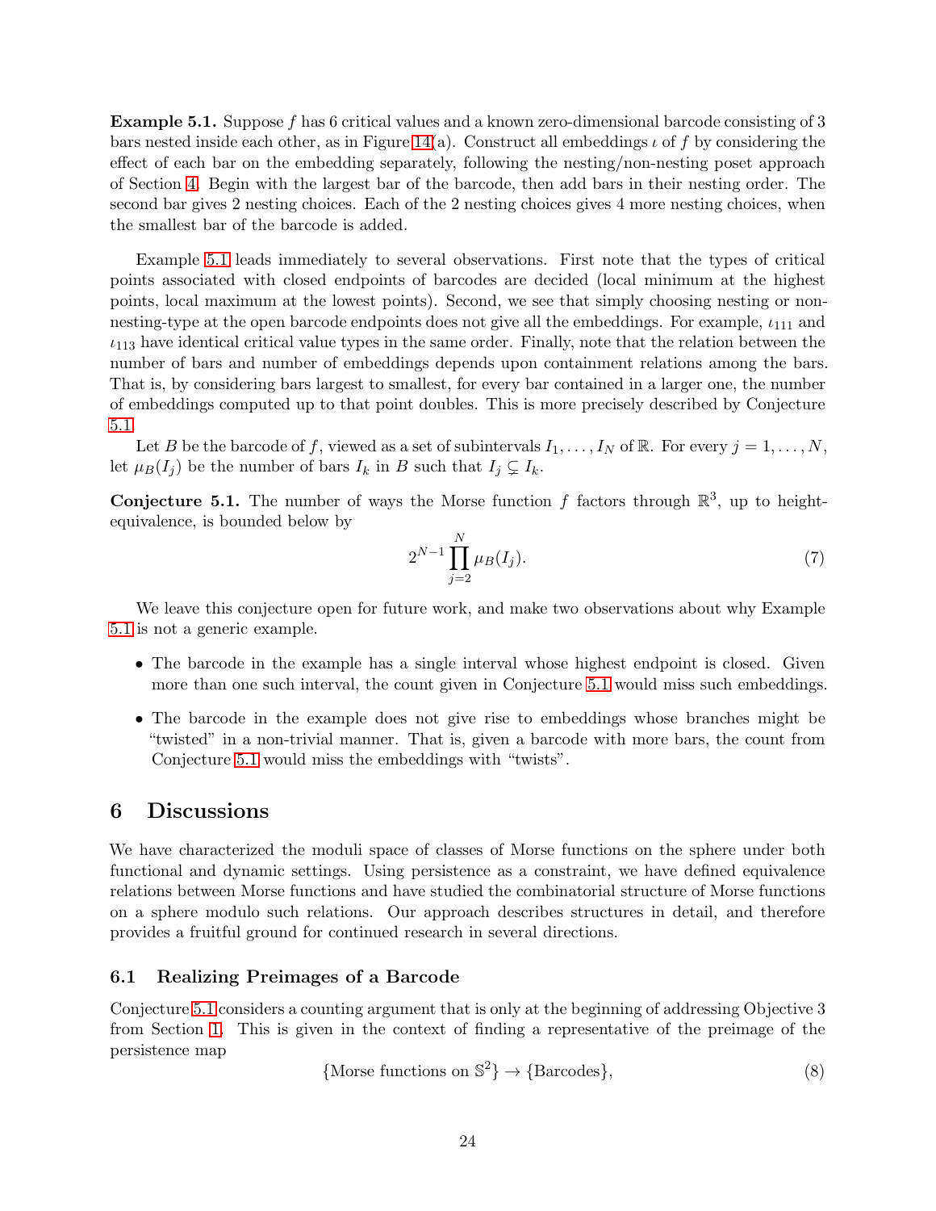**Example 5.1.** Suppose $f$ has 6 critical values and a known zero-dimensional barcode consisting of 3 bars nested inside each other, as in Figure 14(a). Construct all embeddings $\iota$ of $f$ by considering the effect of each bar on the embedding separately, following the nesting/non-nesting poset approach of Section 4. Begin with the largest bar of the barcode, then add bars in their nesting order. The second bar gives 2 nesting choices. Each of the 2 nesting choices gives 4 more nesting choices, when the smallest bar of the barcode is added.

Example 5.1 leads immediately to several observations. First note that the types of critical points associated with closed endpoints of barcodes are decided (local minimum at the highest points, local maximum at the lowest points). Second, we see that simply choosing nesting or non-nesting-type at the open barcode endpoints does not give all the embeddings. For example, $\iota_{111}$ and $\iota_{113}$ have identical critical value types in the same order. Finally, note that the relation between the number of bars and number of embeddings depends upon containment relations among the bars. That is, by considering bars largest to smallest, for every bar contained in a larger one, the number of embeddings computed up to that point doubles. This is more precisely described by Conjecture 5.1.

Let $B$ be the barcode of $f$, viewed as a set of subintervals $I_1, \ldots, I_N$ of $\mathbb{R}$. For every $j = 1, \ldots, N$, let $\mu_B(I_j)$ be the number of bars $I_k$ in $B$ such that $I_j \subsetneq I_k$.

**Conjecture 5.1.** The number of ways the Morse function $f$ factors through $\mathbb{R}^3$, up to height-equivalence, is bounded below by

$$2^{N-1} \prod_{j=2}^{N} \mu_B(I_j). \tag{7}$$

We leave this conjecture open for future work, and make two observations about why Example 5.1 is not a generic example.

- The barcode in the example has a single interval whose highest endpoint is closed. Given more than one such interval, the count given in Conjecture 5.1 would miss such embeddings.
- The barcode in the example does not give rise to embeddings whose branches might be "twisted" in a non-trivial manner. That is, given a barcode with more bars, the count from Conjecture 5.1 would miss the embeddings with "twists".

# 6 Discussions

We have characterized the moduli space of classes of Morse functions on the sphere under both functional and dynamic settings. Using persistence as a constraint, we have defined equivalence relations between Morse functions and have studied the combinatorial structure of Morse functions on a sphere modulo such relations. Our approach describes structures in detail, and therefore provides a fruitful ground for continued research in several directions.

## 6.1 Realizing Preimages of a Barcode

Conjecture 5.1 considers a counting argument that is only at the beginning of addressing Objective 3 from Section 1. This is given in the context of finding a representative of the preimage of the persistence map

$$\{\text{Morse functions on } \mathbb{S}^2\} \to \{\text{Barcodes}\}, \tag{8}$$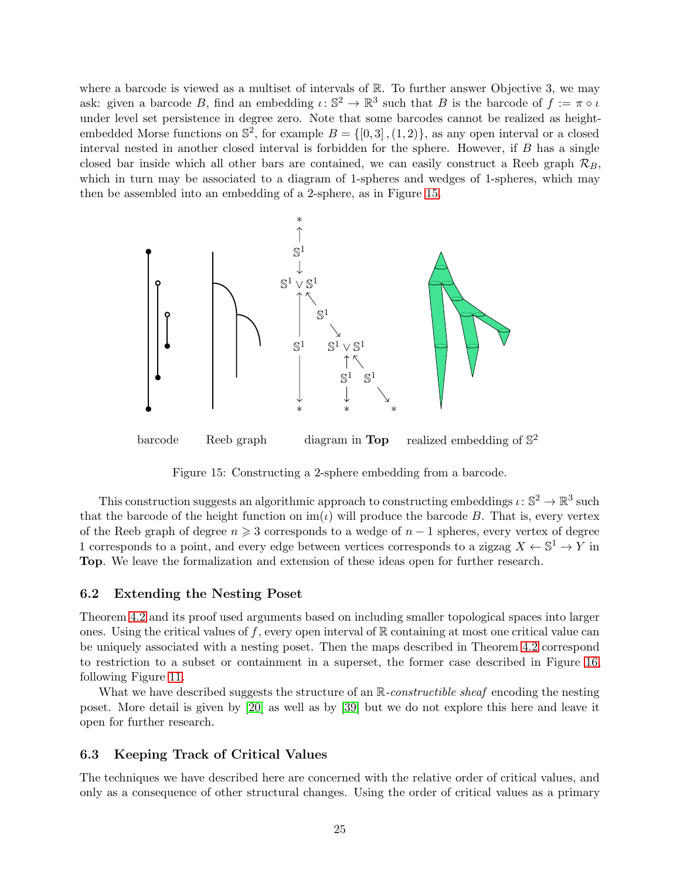where a barcode is viewed as a multiset of intervals of $\mathbb{R}$. To further answer Objective 3, we may ask: given a barcode $B$, find an embedding $\iota\colon \mathbb{S}^2 \to \mathbb{R}^3$ such that $B$ is the barcode of $f := \pi \circ \iota$ under level set persistence in degree zero. Note that some barcodes cannot be realized as height-embedded Morse functions on $\mathbb{S}^2$, for example $B = \{[0,3], (1,2)\}$, as any open interval or a closed interval nested in another closed interval is forbidden for the sphere. However, if $B$ has a single closed bar inside which all other bars are contained, we can easily construct a Reeb graph $\mathcal{R}_B$, which in turn may be associated to a diagram of 1-spheres and wedges of 1-spheres, which may then be assembled into an embedding of a 2-sphere, as in Figure 15.

barcode  Reeb graph  diagram in **Top**  realized embedding of $\mathbb{S}^2$

Figure 15: Constructing a 2-sphere embedding from a barcode.

This construction suggests an algorithmic approach to constructing embeddings $\iota\colon \mathbb{S}^2 \to \mathbb{R}^3$ such that the barcode of the height function on $\mathrm{im}(\iota)$ will produce the barcode $B$. That is, every vertex of the Reeb graph of degree $n \geqslant 3$ corresponds to a wedge of $n-1$ spheres, every vertex of degree 1 corresponds to a point, and every edge between vertices corresponds to a zigzag $X \leftarrow \mathbb{S}^1 \to Y$ in **Top**. We leave the formalization and extension of these ideas open for further research.

### 6.2 Extending the Nesting Poset

Theorem 4.2 and its proof used arguments based on including smaller topological spaces into larger ones. Using the critical values of $f$, every open interval of $\mathbb{R}$ containing at most one critical value can be uniquely associated with a nesting poset. Then the maps described in Theorem 4.2 correspond to restriction to a subset or containment in a superset, the former case described in Figure 16, following Figure 11.

What we have described suggests the structure of an $\mathbb{R}$-*constructible sheaf* encoding the nesting poset. More detail is given by [20] as well as by [39] but we do not explore this here and leave it open for further research.

### 6.3 Keeping Track of Critical Values

The techniques we have described here are concerned with the relative order of critical values, and only as a consequence of other structural changes. Using the order of critical values as a primary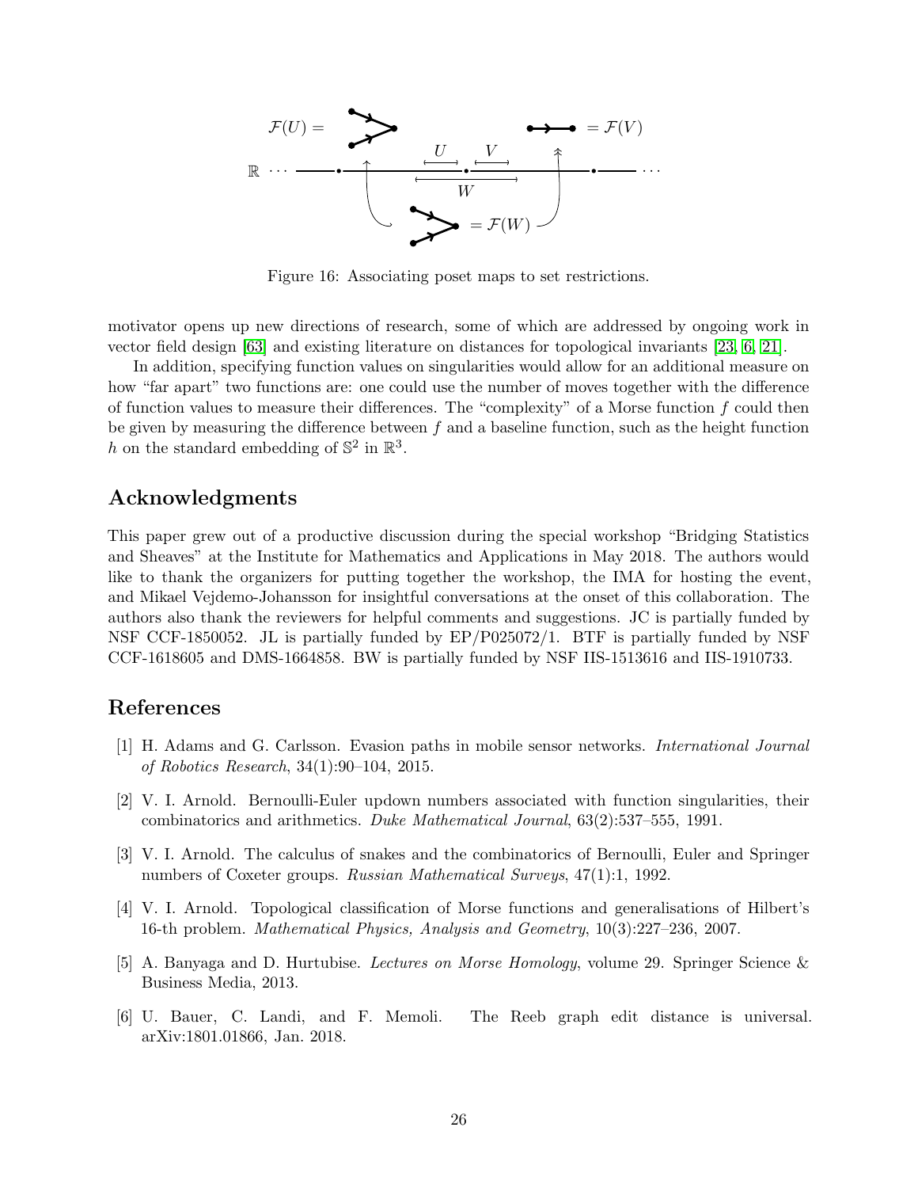Figure 16: Associating poset maps to set restrictions.

motivator opens up new directions of research, some of which are addressed by ongoing work in vector field design [63] and existing literature on distances for topological invariants [23, 6, 21].

In addition, specifying function values on singularities would allow for an additional measure on how "far apart" two functions are: one could use the number of moves together with the difference of function values to measure their differences. The "complexity" of a Morse function $f$ could then be given by measuring the difference between $f$ and a baseline function, such as the height function $h$ on the standard embedding of $\mathbb{S}^2$ in $\mathbb{R}^3$.

## Acknowledgments

This paper grew out of a productive discussion during the special workshop "Bridging Statistics and Sheaves" at the Institute for Mathematics and Applications in May 2018. The authors would like to thank the organizers for putting together the workshop, the IMA for hosting the event, and Mikael Vejdemo-Johansson for insightful conversations at the onset of this collaboration. The authors also thank the reviewers for helpful comments and suggestions. JC is partially funded by NSF CCF-1850052. JL is partially funded by EP/P025072/1. BTF is partially funded by NSF CCF-1618605 and DMS-1664858. BW is partially funded by NSF IIS-1513616 and IIS-1910733.

## References

[1] H. Adams and G. Carlsson. Evasion paths in mobile sensor networks. *International Journal of Robotics Research*, 34(1):90–104, 2015.

[2] V. I. Arnold. Bernoulli-Euler updown numbers associated with function singularities, their combinatorics and arithmetics. *Duke Mathematical Journal*, 63(2):537–555, 1991.

[3] V. I. Arnold. The calculus of snakes and the combinatorics of Bernoulli, Euler and Springer numbers of Coxeter groups. *Russian Mathematical Surveys*, 47(1):1, 1992.

[4] V. I. Arnold. Topological classification of Morse functions and generalisations of Hilbert's 16-th problem. *Mathematical Physics, Analysis and Geometry*, 10(3):227–236, 2007.

[5] A. Banyaga and D. Hurtubise. *Lectures on Morse Homology*, volume 29. Springer Science & Business Media, 2013.

[6] U. Bauer, C. Landi, and F. Memoli. The Reeb graph edit distance is universal. arXiv:1801.01866, Jan. 2018.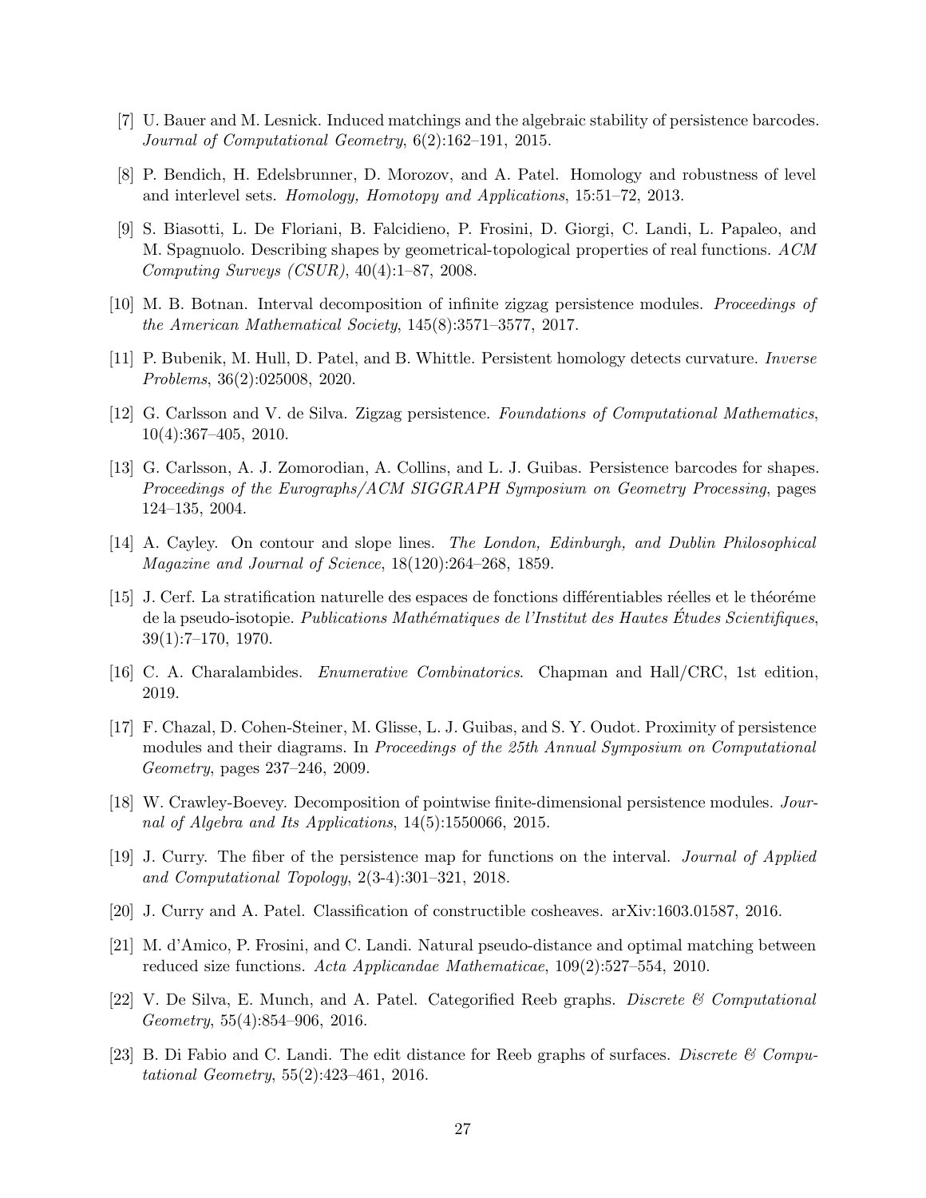[7] U. Bauer and M. Lesnick. Induced matchings and the algebraic stability of persistence barcodes. *Journal of Computational Geometry*, 6(2):162–191, 2015.

[8] P. Bendich, H. Edelsbrunner, D. Morozov, and A. Patel. Homology and robustness of level and interlevel sets. *Homology, Homotopy and Applications*, 15:51–72, 2013.

[9] S. Biasotti, L. De Floriani, B. Falcidieno, P. Frosini, D. Giorgi, C. Landi, L. Papaleo, and M. Spagnuolo. Describing shapes by geometrical-topological properties of real functions. *ACM Computing Surveys (CSUR)*, 40(4):1–87, 2008.

[10] M. B. Botnan. Interval decomposition of infinite zigzag persistence modules. *Proceedings of the American Mathematical Society*, 145(8):3571–3577, 2017.

[11] P. Bubenik, M. Hull, D. Patel, and B. Whittle. Persistent homology detects curvature. *Inverse Problems*, 36(2):025008, 2020.

[12] G. Carlsson and V. de Silva. Zigzag persistence. *Foundations of Computational Mathematics*, 10(4):367–405, 2010.

[13] G. Carlsson, A. J. Zomorodian, A. Collins, and L. J. Guibas. Persistence barcodes for shapes. *Proceedings of the Eurographs/ACM SIGGRAPH Symposium on Geometry Processing*, pages 124–135, 2004.

[14] A. Cayley. On contour and slope lines. *The London, Edinburgh, and Dublin Philosophical Magazine and Journal of Science*, 18(120):264–268, 1859.

[15] J. Cerf. La stratification naturelle des espaces de fonctions différentiables réelles et le théoréme de la pseudo-isotopie. *Publications Mathématiques de l'Institut des Hautes Études Scientifiques*, 39(1):7–170, 1970.

[16] C. A. Charalambides. *Enumerative Combinatorics*. Chapman and Hall/CRC, 1st edition, 2019.

[17] F. Chazal, D. Cohen-Steiner, M. Glisse, L. J. Guibas, and S. Y. Oudot. Proximity of persistence modules and their diagrams. In *Proceedings of the 25th Annual Symposium on Computational Geometry*, pages 237–246, 2009.

[18] W. Crawley-Boevey. Decomposition of pointwise finite-dimensional persistence modules. *Journal of Algebra and Its Applications*, 14(5):1550066, 2015.

[19] J. Curry. The fiber of the persistence map for functions on the interval. *Journal of Applied and Computational Topology*, 2(3-4):301–321, 2018.

[20] J. Curry and A. Patel. Classification of constructible cosheaves. arXiv:1603.01587, 2016.

[21] M. d'Amico, P. Frosini, and C. Landi. Natural pseudo-distance and optimal matching between reduced size functions. *Acta Applicandae Mathematicae*, 109(2):527–554, 2010.

[22] V. De Silva, E. Munch, and A. Patel. Categorified Reeb graphs. *Discrete & Computational Geometry*, 55(4):854–906, 2016.

[23] B. Di Fabio and C. Landi. The edit distance for Reeb graphs of surfaces. *Discrete & Computational Geometry*, 55(2):423–461, 2016.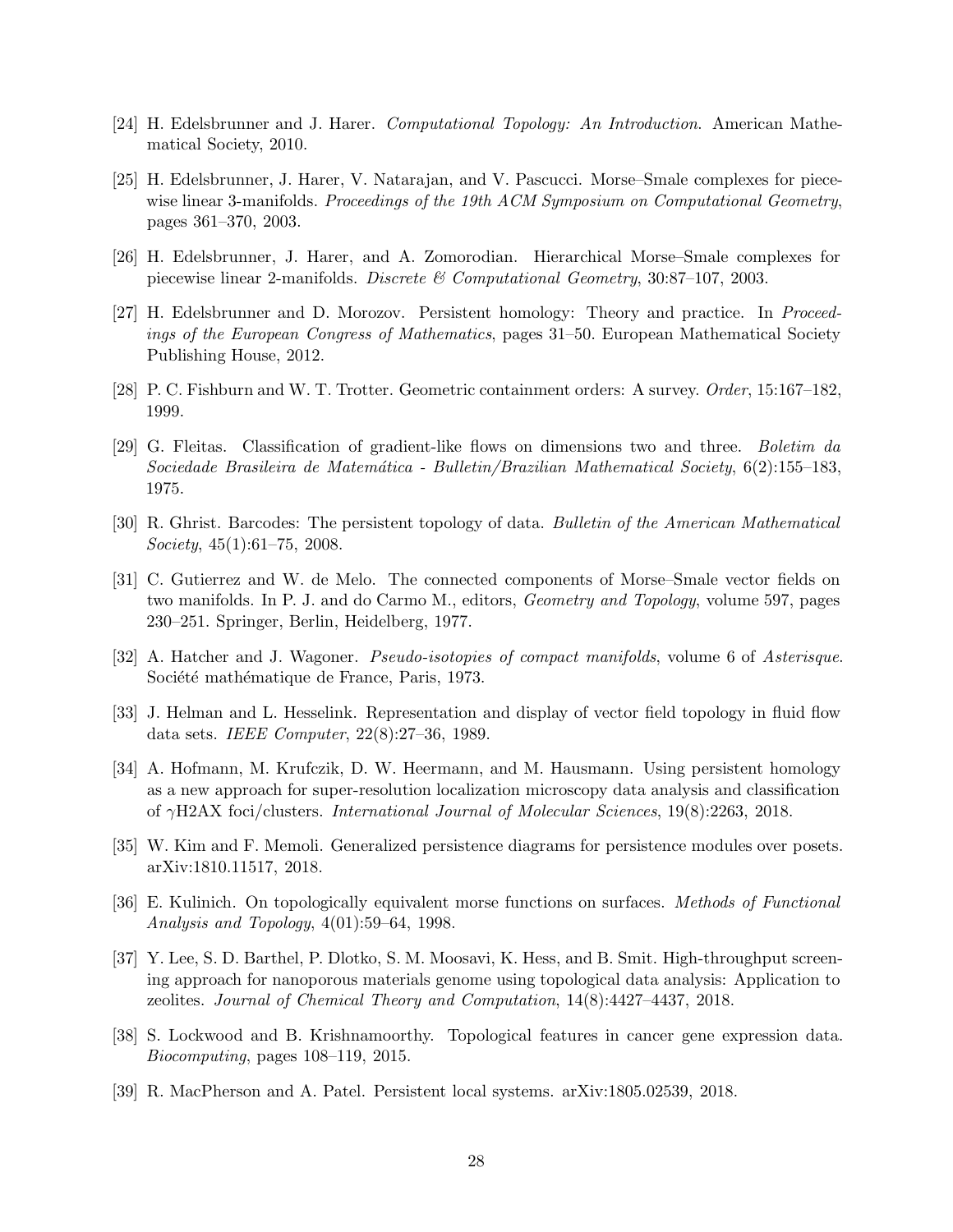[24] H. Edelsbrunner and J. Harer. *Computational Topology: An Introduction*. American Mathematical Society, 2010.

[25] H. Edelsbrunner, J. Harer, V. Natarajan, and V. Pascucci. Morse–Smale complexes for piecewise linear 3-manifolds. *Proceedings of the 19th ACM Symposium on Computational Geometry*, pages 361–370, 2003.

[26] H. Edelsbrunner, J. Harer, and A. Zomorodian. Hierarchical Morse–Smale complexes for piecewise linear 2-manifolds. *Discrete & Computational Geometry*, 30:87–107, 2003.

[27] H. Edelsbrunner and D. Morozov. Persistent homology: Theory and practice. In *Proceedings of the European Congress of Mathematics*, pages 31–50. European Mathematical Society Publishing House, 2012.

[28] P. C. Fishburn and W. T. Trotter. Geometric containment orders: A survey. *Order*, 15:167–182, 1999.

[29] G. Fleitas. Classification of gradient-like flows on dimensions two and three. *Boletim da Sociedade Brasileira de Matemática - Bulletin/Brazilian Mathematical Society*, 6(2):155–183, 1975.

[30] R. Ghrist. Barcodes: The persistent topology of data. *Bulletin of the American Mathematical Society*, 45(1):61–75, 2008.

[31] C. Gutierrez and W. de Melo. The connected components of Morse–Smale vector fields on two manifolds. In P. J. and do Carmo M., editors, *Geometry and Topology*, volume 597, pages 230–251. Springer, Berlin, Heidelberg, 1977.

[32] A. Hatcher and J. Wagoner. *Pseudo-isotopies of compact manifolds*, volume 6 of *Asterisque*. Société mathématique de France, Paris, 1973.

[33] J. Helman and L. Hesselink. Representation and display of vector field topology in fluid flow data sets. *IEEE Computer*, 22(8):27–36, 1989.

[34] A. Hofmann, M. Krufczik, D. W. Heermann, and M. Hausmann. Using persistent homology as a new approach for super-resolution localization microscopy data analysis and classification of $\gamma$H2AX foci/clusters. *International Journal of Molecular Sciences*, 19(8):2263, 2018.

[35] W. Kim and F. Memoli. Generalized persistence diagrams for persistence modules over posets. arXiv:1810.11517, 2018.

[36] E. Kulinich. On topologically equivalent morse functions on surfaces. *Methods of Functional Analysis and Topology*, 4(01):59–64, 1998.

[37] Y. Lee, S. D. Barthel, P. Dlotko, S. M. Moosavi, K. Hess, and B. Smit. High-throughput screening approach for nanoporous materials genome using topological data analysis: Application to zeolites. *Journal of Chemical Theory and Computation*, 14(8):4427–4437, 2018.

[38] S. Lockwood and B. Krishnamoorthy. Topological features in cancer gene expression data. *Biocomputing*, pages 108–119, 2015.

[39] R. MacPherson and A. Patel. Persistent local systems. arXiv:1805.02539, 2018.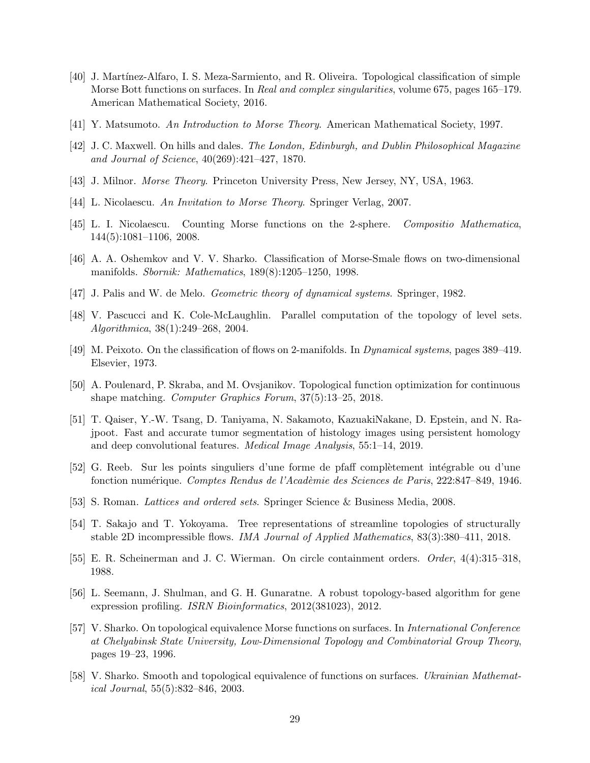[40] J. Martínez-Alfaro, I. S. Meza-Sarmiento, and R. Oliveira. Topological classification of simple Morse Bott functions on surfaces. In *Real and complex singularities*, volume 675, pages 165–179. American Mathematical Society, 2016.

[41] Y. Matsumoto. *An Introduction to Morse Theory*. American Mathematical Society, 1997.

[42] J. C. Maxwell. On hills and dales. *The London, Edinburgh, and Dublin Philosophical Magazine and Journal of Science*, 40(269):421–427, 1870.

[43] J. Milnor. *Morse Theory*. Princeton University Press, New Jersey, NY, USA, 1963.

[44] L. Nicolaescu. *An Invitation to Morse Theory*. Springer Verlag, 2007.

[45] L. I. Nicolaescu. Counting Morse functions on the 2-sphere. *Compositio Mathematica*, 144(5):1081–1106, 2008.

[46] A. A. Oshemkov and V. V. Sharko. Classification of Morse-Smale flows on two-dimensional manifolds. *Sbornik: Mathematics*, 189(8):1205–1250, 1998.

[47] J. Palis and W. de Melo. *Geometric theory of dynamical systems*. Springer, 1982.

[48] V. Pascucci and K. Cole-McLaughlin. Parallel computation of the topology of level sets. *Algorithmica*, 38(1):249–268, 2004.

[49] M. Peixoto. On the classification of flows on 2-manifolds. In *Dynamical systems*, pages 389–419. Elsevier, 1973.

[50] A. Poulenard, P. Skraba, and M. Ovsjanikov. Topological function optimization for continuous shape matching. *Computer Graphics Forum*, 37(5):13–25, 2018.

[51] T. Qaiser, Y.-W. Tsang, D. Taniyama, N. Sakamoto, KazuakiNakane, D. Epstein, and N. Rajpoot. Fast and accurate tumor segmentation of histology images using persistent homology and deep convolutional features. *Medical Image Analysis*, 55:1–14, 2019.

[52] G. Reeb. Sur les points singuliers d'une forme de pfaff complètement intégrable ou d'une fonction numérique. *Comptes Rendus de l'Acadèmie des Sciences de Paris*, 222:847–849, 1946.

[53] S. Roman. *Lattices and ordered sets*. Springer Science & Business Media, 2008.

[54] T. Sakajo and T. Yokoyama. Tree representations of streamline topologies of structurally stable 2D incompressible flows. *IMA Journal of Applied Mathematics*, 83(3):380–411, 2018.

[55] E. R. Scheinerman and J. C. Wierman. On circle containment orders. *Order*, 4(4):315–318, 1988.

[56] L. Seemann, J. Shulman, and G. H. Gunaratne. A robust topology-based algorithm for gene expression profiling. *ISRN Bioinformatics*, 2012(381023), 2012.

[57] V. Sharko. On topological equivalence Morse functions on surfaces. In *International Conference at Chelyabinsk State University, Low-Dimensional Topology and Combinatorial Group Theory*, pages 19–23, 1996.

[58] V. Sharko. Smooth and topological equivalence of functions on surfaces. *Ukrainian Mathematical Journal*, 55(5):832–846, 2003.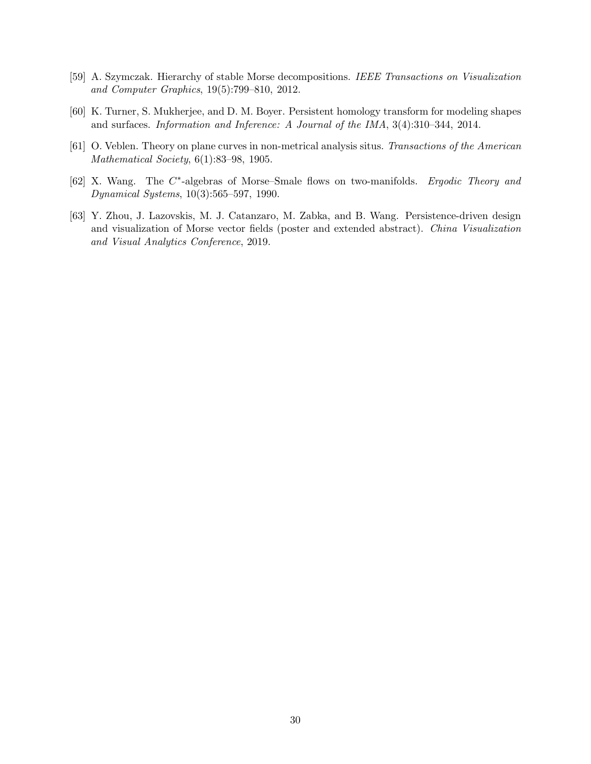[59] A. Szymczak. Hierarchy of stable Morse decompositions. *IEEE Transactions on Visualization and Computer Graphics*, 19(5):799–810, 2012.

[60] K. Turner, S. Mukherjee, and D. M. Boyer. Persistent homology transform for modeling shapes and surfaces. *Information and Inference: A Journal of the IMA*, 3(4):310–344, 2014.

[61] O. Veblen. Theory on plane curves in non-metrical analysis situs. *Transactions of the American Mathematical Society*, 6(1):83–98, 1905.

[62] X. Wang. The $C^*$-algebras of Morse–Smale flows on two-manifolds. *Ergodic Theory and Dynamical Systems*, 10(3):565–597, 1990.

[63] Y. Zhou, J. Lazovskis, M. J. Catanzaro, M. Zabka, and B. Wang. Persistence-driven design and visualization of Morse vector fields (poster and extended abstract). *China Visualization and Visual Analytics Conference*, 2019.